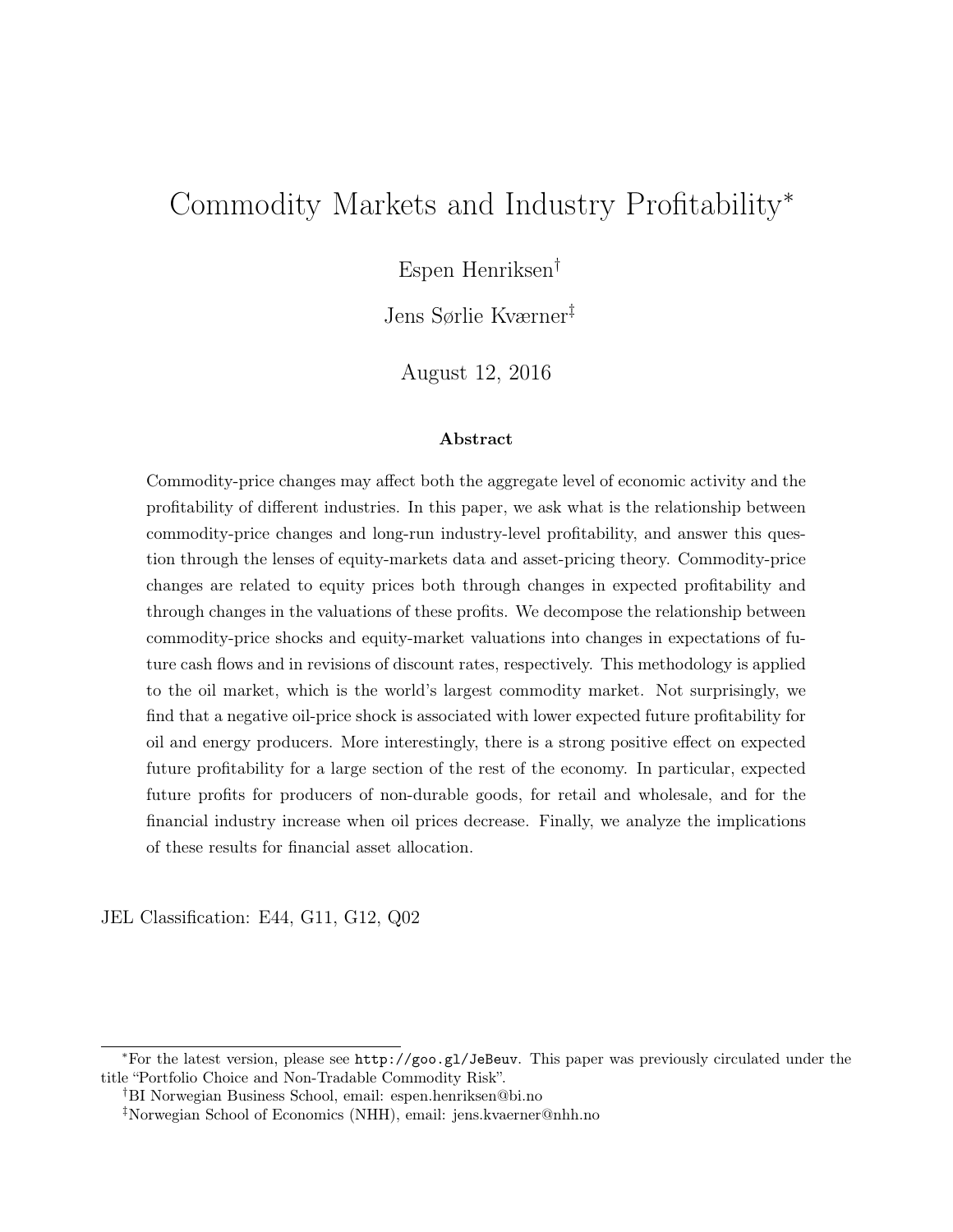# Commodity Markets and Industry Profitability*

Espen Henriksen†

Jens Sørlie Kværner‡

August 12, 2016

### Abstract

Commodity-price changes may affect both the aggregate level of economic activity and the profitability of different industries. In this paper, we ask what is the relationship between commodity-price changes and long-run industry-level profitability, and answer this question through the lenses of equity-markets data and asset-pricing theory. Commodity-price changes are related to equity prices both through changes in expected profitability and through changes in the valuations of these profits. We decompose the relationship between commodity-price shocks and equity-market valuations into changes in expectations of future cash flows and in revisions of discount rates, respectively. This methodology is applied to the oil market, which is the world's largest commodity market. Not surprisingly, we find that a negative oil-price shock is associated with lower expected future profitability for oil and energy producers. More interestingly, there is a strong positive effect on expected future profitability for a large section of the rest of the economy. In particular, expected future profits for producers of non-durable goods, for retail and wholesale, and for the financial industry increase when oil prices decrease. Finally, we analyze the implications of these results for financial asset allocation.

JEL Classification: E44, G11, G12, Q02

---

*For the latest version, please see `http://goo.gl/JeBeuv`. This paper was previously circulated under the title "Portfolio Choice and Non-Tradable Commodity Risk".

†BI Norwegian Business School, email: espen.henriksen@bi.no

‡Norwegian School of Economics (NHH), email: jens.kvaerner@nhh.no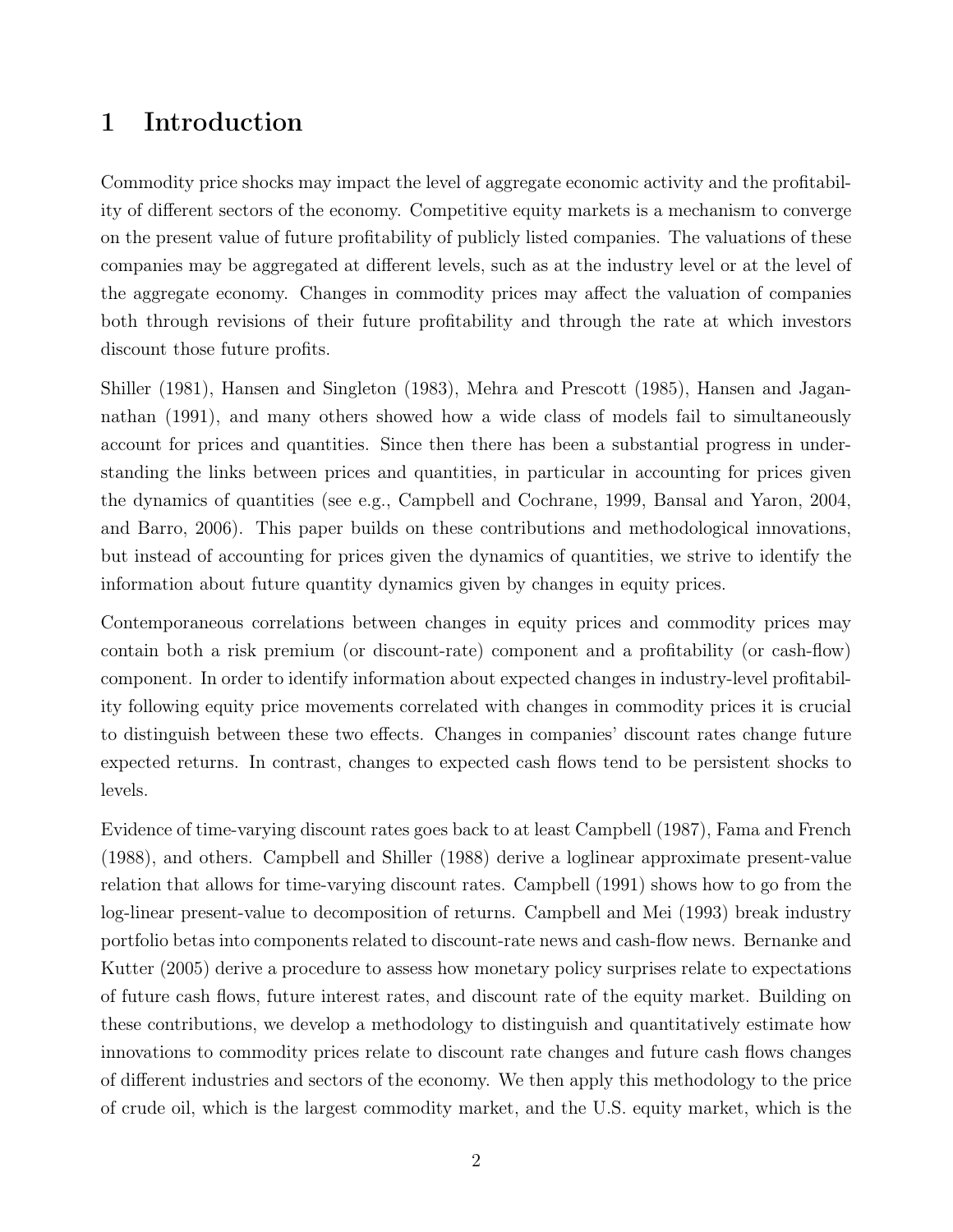# 1 Introduction

Commodity price shocks may impact the level of aggregate economic activity and the profitability of different sectors of the economy. Competitive equity markets is a mechanism to converge on the present value of future profitability of publicly listed companies. The valuations of these companies may be aggregated at different levels, such as at the industry level or at the level of the aggregate economy. Changes in commodity prices may affect the valuation of companies both through revisions of their future profitability and through the rate at which investors discount those future profits.

Shiller (1981), Hansen and Singleton (1983), Mehra and Prescott (1985), Hansen and Jagannathan (1991), and many others showed how a wide class of models fail to simultaneously account for prices and quantities. Since then there has been a substantial progress in understanding the links between prices and quantities, in particular in accounting for prices given the dynamics of quantities (see e.g., Campbell and Cochrane, 1999, Bansal and Yaron, 2004, and Barro, 2006). This paper builds on these contributions and methodological innovations, but instead of accounting for prices given the dynamics of quantities, we strive to identify the information about future quantity dynamics given by changes in equity prices.

Contemporaneous correlations between changes in equity prices and commodity prices may contain both a risk premium (or discount-rate) component and a profitability (or cash-flow) component. In order to identify information about expected changes in industry-level profitability following equity price movements correlated with changes in commodity prices it is crucial to distinguish between these two effects. Changes in companies' discount rates change future expected returns. In contrast, changes to expected cash flows tend to be persistent shocks to levels.

Evidence of time-varying discount rates goes back to at least Campbell (1987), Fama and French (1988), and others. Campbell and Shiller (1988) derive a loglinear approximate present-value relation that allows for time-varying discount rates. Campbell (1991) shows how to go from the log-linear present-value to decomposition of returns. Campbell and Mei (1993) break industry portfolio betas into components related to discount-rate news and cash-flow news. Bernanke and Kutter (2005) derive a procedure to assess how monetary policy surprises relate to expectations of future cash flows, future interest rates, and discount rate of the equity market. Building on these contributions, we develop a methodology to distinguish and quantitatively estimate how innovations to commodity prices relate to discount rate changes and future cash flows changes of different industries and sectors of the economy. We then apply this methodology to the price of crude oil, which is the largest commodity market, and the U.S. equity market, which is the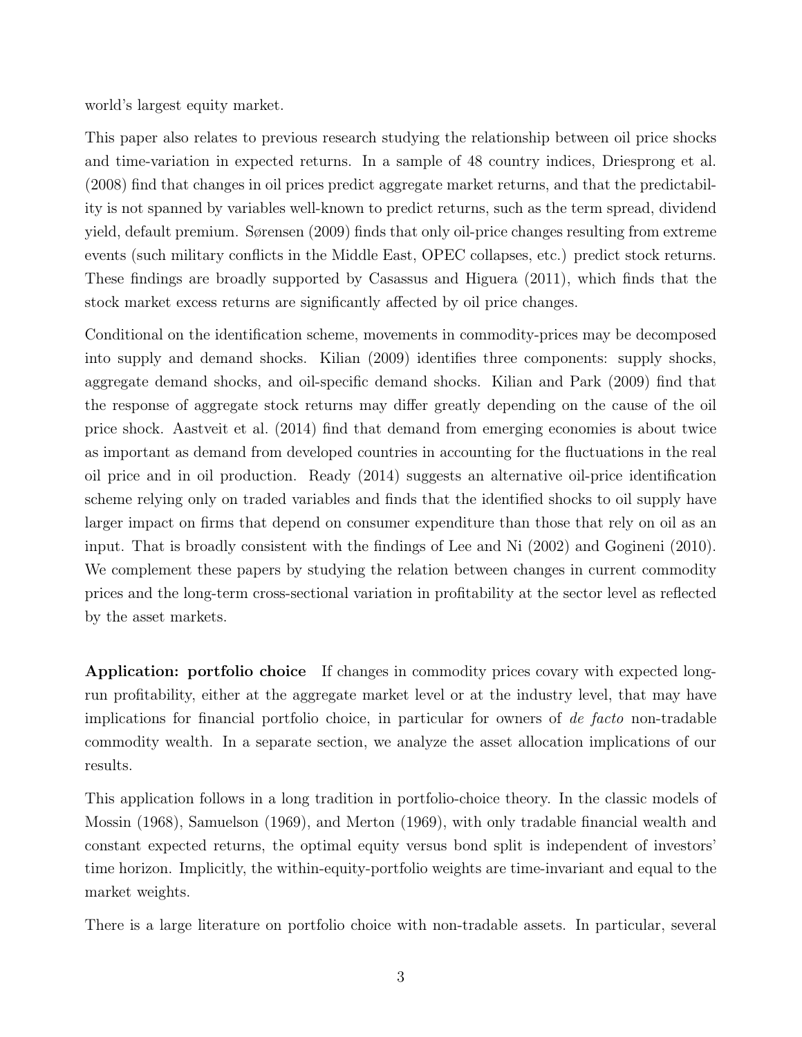world's largest equity market.

This paper also relates to previous research studying the relationship between oil price shocks and time-variation in expected returns. In a sample of 48 country indices, Driesprong et al. (2008) find that changes in oil prices predict aggregate market returns, and that the predictability is not spanned by variables well-known to predict returns, such as the term spread, dividend yield, default premium. Sørensen (2009) finds that only oil-price changes resulting from extreme events (such military conflicts in the Middle East, OPEC collapses, etc.) predict stock returns. These findings are broadly supported by Casassus and Higuera (2011), which finds that the stock market excess returns are significantly affected by oil price changes.

Conditional on the identification scheme, movements in commodity-prices may be decomposed into supply and demand shocks. Kilian (2009) identifies three components: supply shocks, aggregate demand shocks, and oil-specific demand shocks. Kilian and Park (2009) find that the response of aggregate stock returns may differ greatly depending on the cause of the oil price shock. Aastveit et al. (2014) find that demand from emerging economies is about twice as important as demand from developed countries in accounting for the fluctuations in the real oil price and in oil production. Ready (2014) suggests an alternative oil-price identification scheme relying only on traded variables and finds that the identified shocks to oil supply have larger impact on firms that depend on consumer expenditure than those that rely on oil as an input. That is broadly consistent with the findings of Lee and Ni (2002) and Gogineni (2010). We complement these papers by studying the relation between changes in current commodity prices and the long-term cross-sectional variation in profitability at the sector level as reflected by the asset markets.

**Application: portfolio choice** If changes in commodity prices covary with expected long-run profitability, either at the aggregate market level or at the industry level, that may have implications for financial portfolio choice, in particular for owners of *de facto* non-tradable commodity wealth. In a separate section, we analyze the asset allocation implications of our results.

This application follows in a long tradition in portfolio-choice theory. In the classic models of Mossin (1968), Samuelson (1969), and Merton (1969), with only tradable financial wealth and constant expected returns, the optimal equity versus bond split is independent of investors' time horizon. Implicitly, the within-equity-portfolio weights are time-invariant and equal to the market weights.

There is a large literature on portfolio choice with non-tradable assets. In particular, several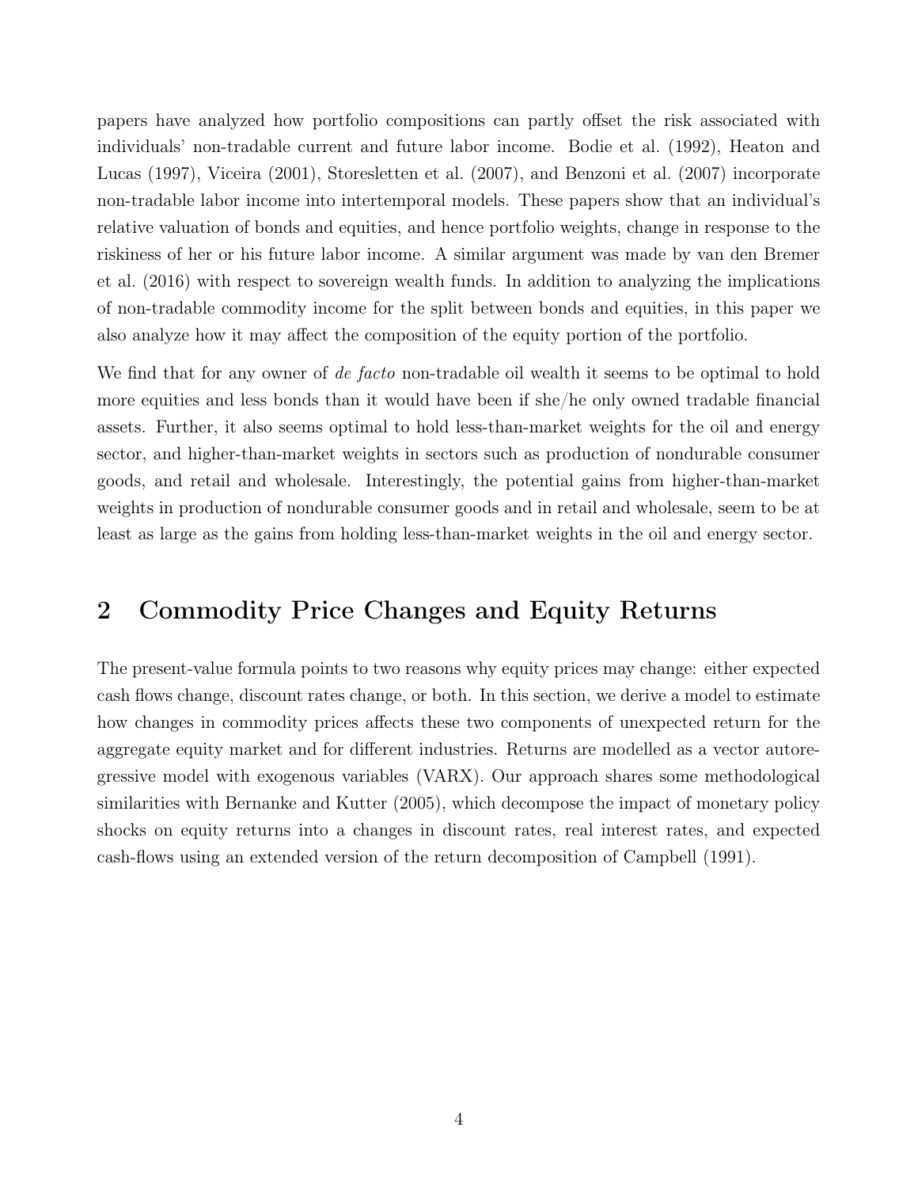papers have analyzed how portfolio compositions can partly offset the risk associated with individuals' non-tradable current and future labor income. Bodie et al. (1992), Heaton and Lucas (1997), Viceira (2001), Storesletten et al. (2007), and Benzoni et al. (2007) incorporate non-tradable labor income into intertemporal models. These papers show that an individual's relative valuation of bonds and equities, and hence portfolio weights, change in response to the riskiness of her or his future labor income. A similar argument was made by van den Bremer et al. (2016) with respect to sovereign wealth funds. In addition to analyzing the implications of non-tradable commodity income for the split between bonds and equities, in this paper we also analyze how it may affect the composition of the equity portion of the portfolio.

We find that for any owner of *de facto* non-tradable oil wealth it seems to be optimal to hold more equities and less bonds than it would have been if she/he only owned tradable financial assets. Further, it also seems optimal to hold less-than-market weights for the oil and energy sector, and higher-than-market weights in sectors such as production of nondurable consumer goods, and retail and wholesale. Interestingly, the potential gains from higher-than-market weights in production of nondurable consumer goods and in retail and wholesale, seem to be at least as large as the gains from holding less-than-market weights in the oil and energy sector.

## 2 Commodity Price Changes and Equity Returns

The present-value formula points to two reasons why equity prices may change: either expected cash flows change, discount rates change, or both. In this section, we derive a model to estimate how changes in commodity prices affects these two components of unexpected return for the aggregate equity market and for different industries. Returns are modelled as a vector autoregressive model with exogenous variables (VARX). Our approach shares some methodological similarities with Bernanke and Kutter (2005), which decompose the impact of monetary policy shocks on equity returns into a changes in discount rates, real interest rates, and expected cash-flows using an extended version of the return decomposition of Campbell (1991).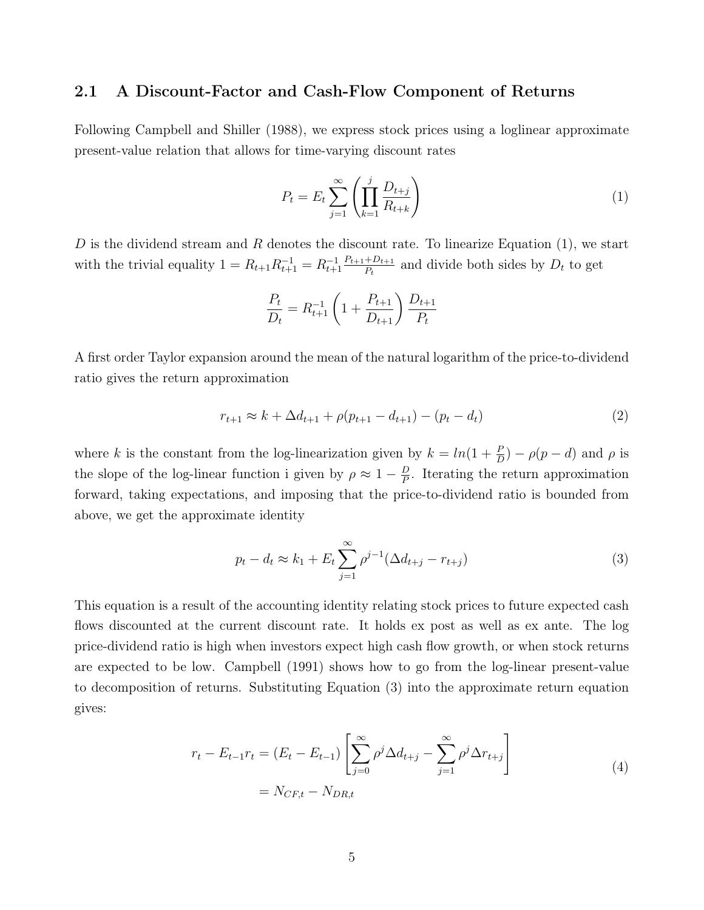## 2.1 A Discount-Factor and Cash-Flow Component of Returns

Following Campbell and Shiller (1988), we express stock prices using a loglinear approximate present-value relation that allows for time-varying discount rates

$$P_t = E_t \sum_{j=1}^{\infty} \left( \prod_{k=1}^{j} \frac{D_{t+j}}{R_{t+k}} \right) \tag{1}$$

$D$ is the dividend stream and $R$ denotes the discount rate. To linearize Equation (1), we start with the trivial equality $1 = R_{t+1} R_{t+1}^{-1} = R_{t+1}^{-1} \frac{P_{t+1}+D_{t+1}}{P_t}$ and divide both sides by $D_t$ to get

$$\frac{P_t}{D_t} = R_{t+1}^{-1} \left( 1 + \frac{P_{t+1}}{D_{t+1}} \right) \frac{D_{t+1}}{P_t}$$

A first order Taylor expansion around the mean of the natural logarithm of the price-to-dividend ratio gives the return approximation

$$r_{t+1} \approx k + \Delta d_{t+1} + \rho(p_{t+1} - d_{t+1}) - (p_t - d_t) \tag{2}$$

where $k$ is the constant from the log-linearization given by $k = ln(1 + \frac{P}{D}) - \rho(p - d)$ and $\rho$ is the slope of the log-linear function i given by $\rho \approx 1 - \frac{D}{P}$. Iterating the return approximation forward, taking expectations, and imposing that the price-to-dividend ratio is bounded from above, we get the approximate identity

$$p_t - d_t \approx k_1 + E_t \sum_{j=1}^{\infty} \rho^{j-1} (\Delta d_{t+j} - r_{t+j}) \tag{3}$$

This equation is a result of the accounting identity relating stock prices to future expected cash flows discounted at the current discount rate. It holds ex post as well as ex ante. The log price-dividend ratio is high when investors expect high cash flow growth, or when stock returns are expected to be low. Campbell (1991) shows how to go from the log-linear present-value to decomposition of returns. Substituting Equation (3) into the approximate return equation gives:

$$\begin{aligned} r_t - E_{t-1} r_t &= (E_t - E_{t-1}) \left[ \sum_{j=0}^{\infty} \rho^j \Delta d_{t+j} - \sum_{j=1}^{\infty} \rho^j \Delta r_{t+j} \right] \\ &= N_{CF,t} - N_{DR,t} \end{aligned} \tag{4}$$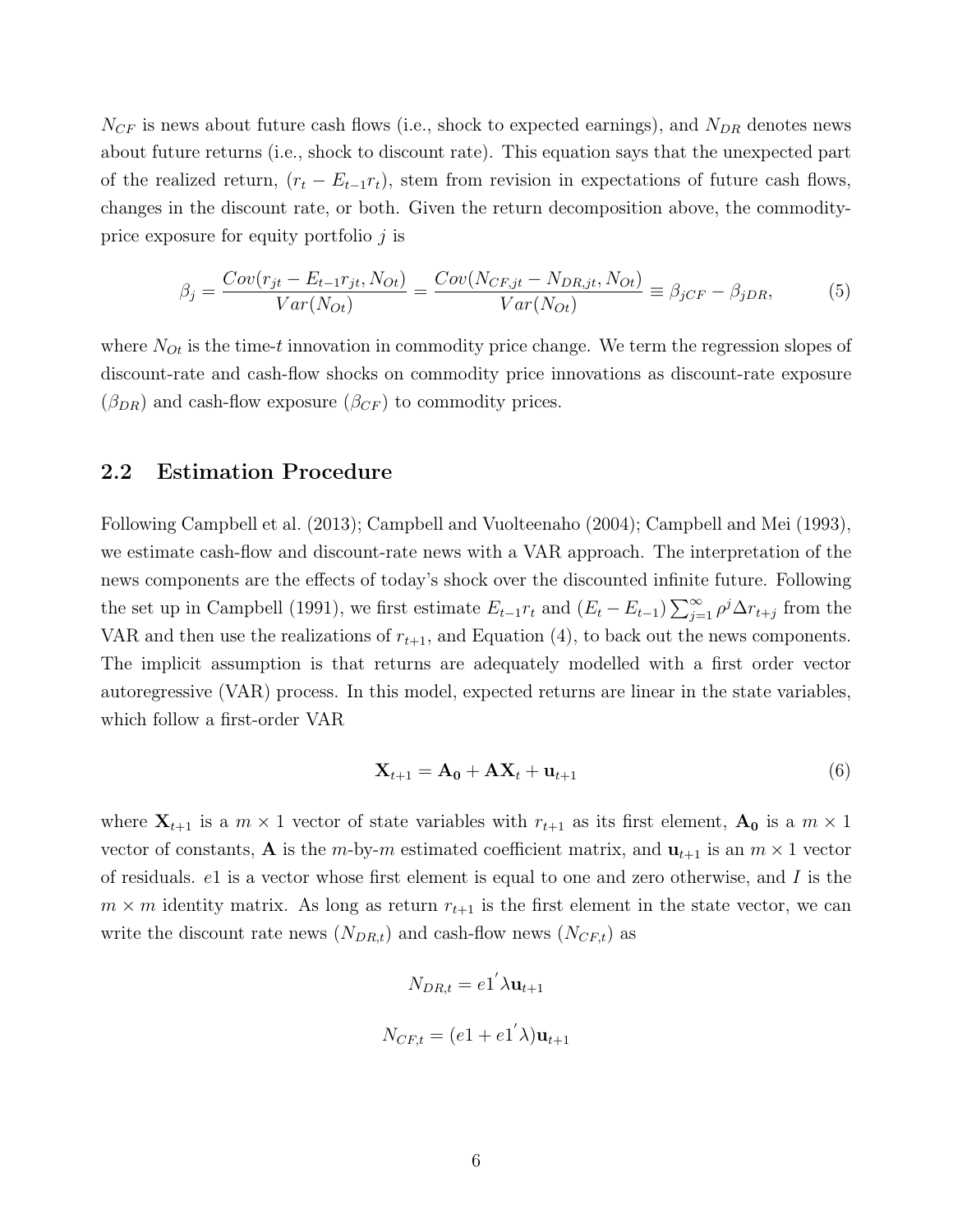$N_{CF}$ is news about future cash flows (i.e., shock to expected earnings), and $N_{DR}$ denotes news about future returns (i.e., shock to discount rate). This equation says that the unexpected part of the realized return, $(r_t - E_{t-1}r_t)$, stem from revision in expectations of future cash flows, changes in the discount rate, or both. Given the return decomposition above, the commodity-price exposure for equity portfolio $j$ is

$$\beta_j = \frac{Cov(r_{jt} - E_{t-1}r_{jt}, N_{Ot})}{Var(N_{Ot})} = \frac{Cov(N_{CF,jt} - N_{DR,jt}, N_{Ot})}{Var(N_{Ot})} \equiv \beta_{jCF} - \beta_{jDR}, \tag{5}$$

where $N_{Ot}$ is the time-$t$ innovation in commodity price change. We term the regression slopes of discount-rate and cash-flow shocks on commodity price innovations as discount-rate exposure ($\beta_{DR}$) and cash-flow exposure ($\beta_{CF}$) to commodity prices.

## 2.2 Estimation Procedure

Following Campbell et al. (2013); Campbell and Vuolteenaho (2004); Campbell and Mei (1993), we estimate cash-flow and discount-rate news with a VAR approach. The interpretation of the news components are the effects of today's shock over the discounted infinite future. Following the set up in Campbell (1991), we first estimate $E_{t-1}r_t$ and $(E_t - E_{t-1})\sum_{j=1}^{\infty}\rho^j \Delta r_{t+j}$ from the VAR and then use the realizations of $r_{t+1}$, and Equation (4), to back out the news components. The implicit assumption is that returns are adequately modelled with a first order vector autoregressive (VAR) process. In this model, expected returns are linear in the state variables, which follow a first-order VAR

$$\mathbf{X}_{t+1} = \mathbf{A_0} + \mathbf{A}\mathbf{X}_t + \mathbf{u}_{t+1} \tag{6}$$

where $\mathbf{X}_{t+1}$ is a $m \times 1$ vector of state variables with $r_{t+1}$ as its first element, $\mathbf{A_0}$ is a $m \times 1$ vector of constants, $\mathbf{A}$ is the $m$-by-$m$ estimated coefficient matrix, and $\mathbf{u}_{t+1}$ is an $m \times 1$ vector of residuals. $e1$ is a vector whose first element is equal to one and zero otherwise, and $I$ is the $m \times m$ identity matrix. As long as return $r_{t+1}$ is the first element in the state vector, we can write the discount rate news ($N_{DR,t}$) and cash-flow news ($N_{CF,t}$) as

$$N_{DR,t} = e1' \lambda \mathbf{u}_{t+1}$$

$$N_{CF,t} = (e1 + e1' \lambda)\mathbf{u}_{t+1}$$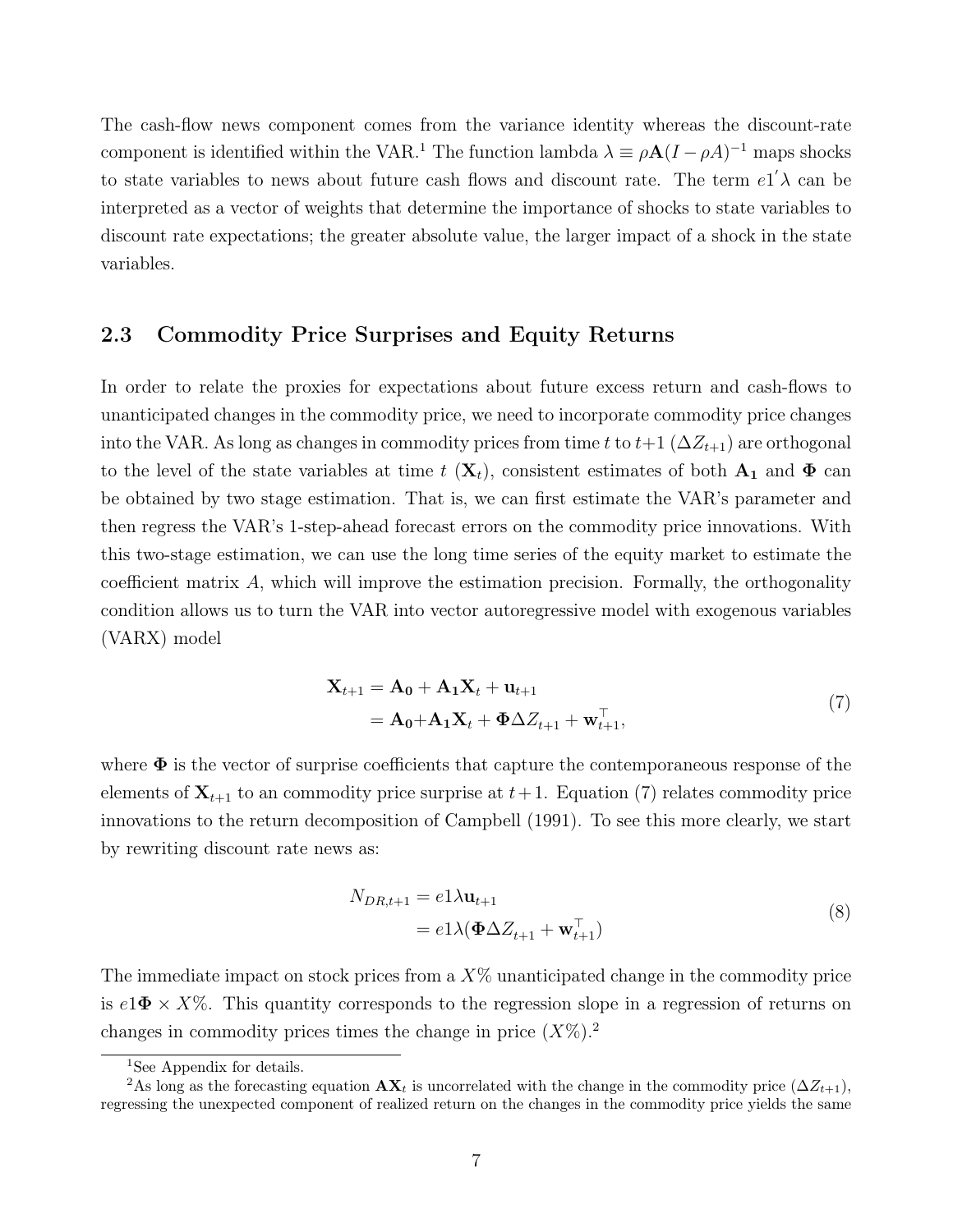The cash-flow news component comes from the variance identity whereas the discount-rate component is identified within the VAR.[1] The function lambda $\lambda \equiv \rho \mathbf{A}(I - \rho A)^{-1}$ maps shocks to state variables to news about future cash flows and discount rate. The term $e1'\lambda$ can be interpreted as a vector of weights that determine the importance of shocks to state variables to discount rate expectations; the greater absolute value, the larger impact of a shock in the state variables.

## 2.3 Commodity Price Surprises and Equity Returns

In order to relate the proxies for expectations about future excess return and cash-flows to unanticipated changes in the commodity price, we need to incorporate commodity price changes into the VAR. As long as changes in commodity prices from time $t$ to $t+1$ ($\Delta Z_{t+1}$) are orthogonal to the level of the state variables at time $t$ ($\mathbf{X}_t$), consistent estimates of both $\mathbf{A_1}$ and $\mathbf{\Phi}$ can be obtained by two stage estimation. That is, we can first estimate the VAR's parameter and then regress the VAR's 1-step-ahead forecast errors on the commodity price innovations. With this two-stage estimation, we can use the long time series of the equity market to estimate the coefficient matrix $A$, which will improve the estimation precision. Formally, the orthogonality condition allows us to turn the VAR into vector autoregressive model with exogenous variables (VARX) model

$$
\begin{aligned}
\mathbf{X}_{t+1} &= \mathbf{A_0} + \mathbf{A_1}\mathbf{X}_t + \mathbf{u}_{t+1} \\
&= \mathbf{A_0} + \mathbf{A_1}\mathbf{X}_t + \mathbf{\Phi}\Delta Z_{t+1} + \mathbf{w}_{t+1}^{\top},
\end{aligned}
\tag{7}
$$

where $\mathbf{\Phi}$ is the vector of surprise coefficients that capture the contemporaneous response of the elements of $\mathbf{X}_{t+1}$ to an commodity price surprise at $t+1$. Equation (7) relates commodity price innovations to the return decomposition of Campbell (1991). To see this more clearly, we start by rewriting discount rate news as:

$$
\begin{aligned}
N_{DR,t+1} &= e1\lambda\mathbf{u}_{t+1} \\
&= e1\lambda(\mathbf{\Phi}\Delta Z_{t+1} + \mathbf{w}_{t+1}^{\top})
\end{aligned}
\tag{8}
$$

The immediate impact on stock prices from a $X\%$ unanticipated change in the commodity price is $e1\mathbf{\Phi} \times X\%$. This quantity corresponds to the regression slope in a regression of returns on changes in commodity prices times the change in price ($X\%$).[2]

[1] See Appendix for details.

[2] As long as the forecasting equation $\mathbf{A}\mathbf{X}_t$ is uncorrelated with the change in the commodity price ($\Delta Z_{t+1}$), regressing the unexpected component of realized return on the changes in the commodity price yields the same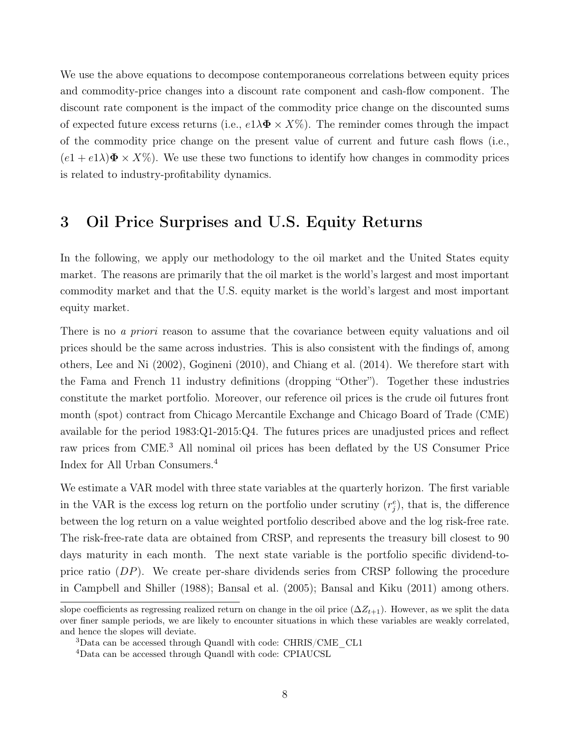We use the above equations to decompose contemporaneous correlations between equity prices and commodity-price changes into a discount rate component and cash-flow component. The discount rate component is the impact of the commodity price change on the discounted sums of expected future excess returns (i.e., $e1\lambda\mathbf{\Phi} \times X\%$). The reminder comes through the impact of the commodity price change on the present value of current and future cash flows (i.e., $(e1 + e1\lambda)\mathbf{\Phi} \times X\%$). We use these two functions to identify how changes in commodity prices is related to industry-profitability dynamics.

# 3 Oil Price Surprises and U.S. Equity Returns

In the following, we apply our methodology to the oil market and the United States equity market. The reasons are primarily that the oil market is the world's largest and most important commodity market and that the U.S. equity market is the world's largest and most important equity market.

There is no *a priori* reason to assume that the covariance between equity valuations and oil prices should be the same across industries. This is also consistent with the findings of, among others, Lee and Ni (2002), Gogineni (2010), and Chiang et al. (2014). We therefore start with the Fama and French 11 industry definitions (dropping "Other"). Together these industries constitute the market portfolio. Moreover, our reference oil prices is the crude oil futures front month (spot) contract from Chicago Mercantile Exchange and Chicago Board of Trade (CME) available for the period 1983:Q1-2015:Q4. The futures prices are unadjusted prices and reflect raw prices from CME.[3] All nominal oil prices has been deflated by the US Consumer Price Index for All Urban Consumers.[4]

We estimate a VAR model with three state variables at the quarterly horizon. The first variable in the VAR is the excess log return on the portfolio under scrutiny ($r_j^e$), that is, the difference between the log return on a value weighted portfolio described above and the log risk-free rate. The risk-free-rate data are obtained from CRSP, and represents the treasury bill closest to 90 days maturity in each month. The next state variable is the portfolio specific dividend-to-price ratio ($DP$). We create per-share dividends series from CRSP following the procedure in Campbell and Shiller (1988); Bansal et al. (2005); Bansal and Kiku (2011) among others.

---

slope coefficients as regressing realized return on change in the oil price ($\Delta Z_{t+1}$). However, as we split the data over finer sample periods, we are likely to encounter situations in which these variables are weakly correlated, and hence the slopes will deviate.

[3] Data can be accessed through Quandl with code: CHRIS/CME_CL1

[4] Data can be accessed through Quandl with code: CPIAUCSL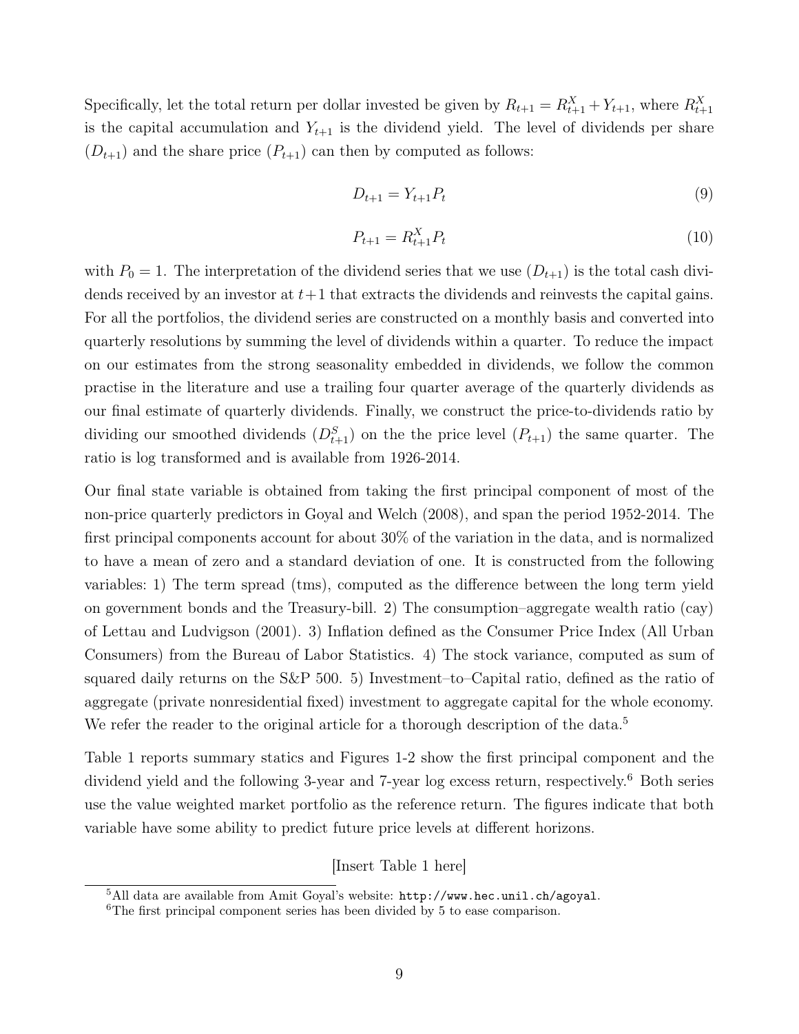Specifically, let the total return per dollar invested be given by $R_{t+1} = R_{t+1}^X + Y_{t+1}$, where $R_{t+1}^X$ is the capital accumulation and $Y_{t+1}$ is the dividend yield. The level of dividends per share ($D_{t+1}$) and the share price ($P_{t+1}$) can then by computed as follows:

$$D_{t+1} = Y_{t+1} P_t \tag{9}$$

$$P_{t+1} = R_{t+1}^X P_t \tag{10}$$

with $P_0 = 1$. The interpretation of the dividend series that we use ($D_{t+1}$) is the total cash dividends received by an investor at $t+1$ that extracts the dividends and reinvests the capital gains. For all the portfolios, the dividend series are constructed on a monthly basis and converted into quarterly resolutions by summing the level of dividends within a quarter. To reduce the impact on our estimates from the strong seasonality embedded in dividends, we follow the common practise in the literature and use a trailing four quarter average of the quarterly dividends as our final estimate of quarterly dividends. Finally, we construct the price-to-dividends ratio by dividing our smoothed dividends ($D_{t+1}^S$) on the the price level ($P_{t+1}$) the same quarter. The ratio is log transformed and is available from 1926-2014.

Our final state variable is obtained from taking the first principal component of most of the non-price quarterly predictors in Goyal and Welch (2008), and span the period 1952-2014. The first principal components account for about 30% of the variation in the data, and is normalized to have a mean of zero and a standard deviation of one. It is constructed from the following variables: 1) The term spread (tms), computed as the difference between the long term yield on government bonds and the Treasury-bill. 2) The consumption–aggregate wealth ratio (cay) of Lettau and Ludvigson (2001). 3) Inflation defined as the Consumer Price Index (All Urban Consumers) from the Bureau of Labor Statistics. 4) The stock variance, computed as sum of squared daily returns on the S&P 500. 5) Investment–to–Capital ratio, defined as the ratio of aggregate (private nonresidential fixed) investment to aggregate capital for the whole economy. We refer the reader to the original article for a thorough description of the data.[5]

Table 1 reports summary statics and Figures 1-2 show the first principal component and the dividend yield and the following 3-year and 7-year log excess return, respectively.[6] Both series use the value weighted market portfolio as the reference return. The figures indicate that both variable have some ability to predict future price levels at different horizons.

[Insert Table 1 here]

[5] All data are available from Amit Goyal's website: `http://www.hec.unil.ch/agoyal`.

[6] The first principal component series has been divided by 5 to ease comparison.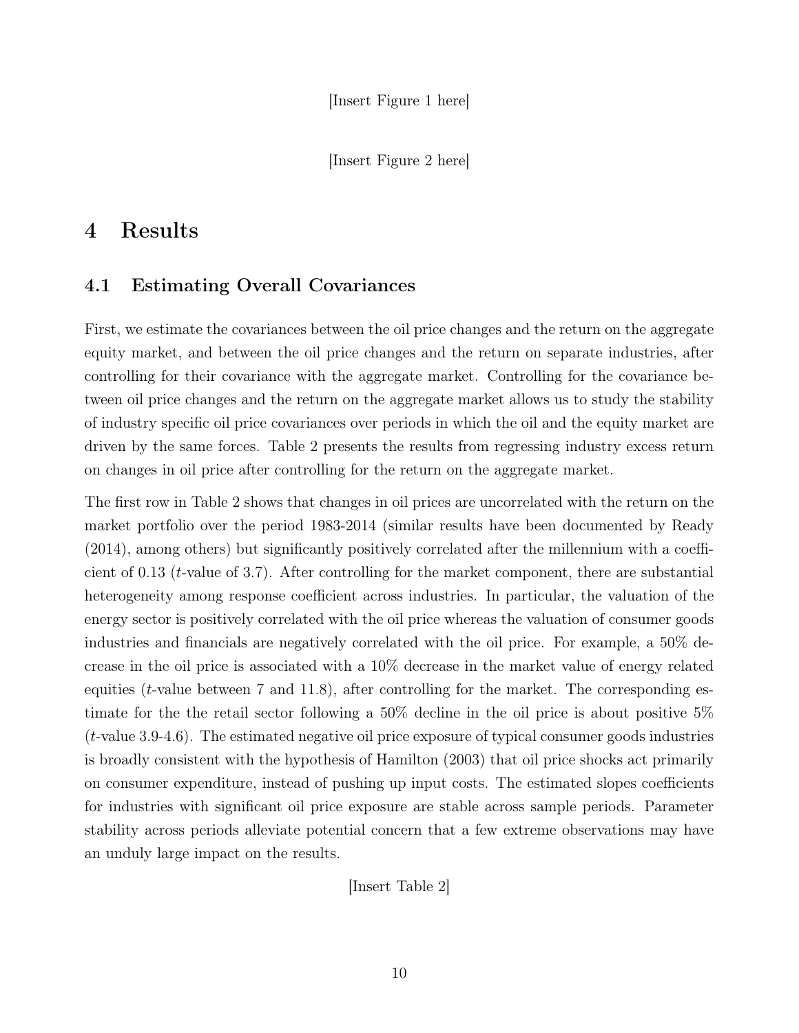[Insert Figure 1 here]

[Insert Figure 2 here]

# 4 Results

## 4.1 Estimating Overall Covariances

First, we estimate the covariances between the oil price changes and the return on the aggregate equity market, and between the oil price changes and the return on separate industries, after controlling for their covariance with the aggregate market. Controlling for the covariance between oil price changes and the return on the aggregate market allows us to study the stability of industry specific oil price covariances over periods in which the oil and the equity market are driven by the same forces. Table 2 presents the results from regressing industry excess return on changes in oil price after controlling for the return on the aggregate market.

The first row in Table 2 shows that changes in oil prices are uncorrelated with the return on the market portfolio over the period 1983-2014 (similar results have been documented by Ready (2014), among others) but significantly positively correlated after the millennium with a coefficient of 0.13 (*t*-value of 3.7). After controlling for the market component, there are substantial heterogeneity among response coefficient across industries. In particular, the valuation of the energy sector is positively correlated with the oil price whereas the valuation of consumer goods industries and financials are negatively correlated with the oil price. For example, a 50% decrease in the oil price is associated with a 10% decrease in the market value of energy related equities (*t*-value between 7 and 11.8), after controlling for the market. The corresponding estimate for the the retail sector following a 50% decline in the oil price is about positive 5% (*t*-value 3.9-4.6). The estimated negative oil price exposure of typical consumer goods industries is broadly consistent with the hypothesis of Hamilton (2003) that oil price shocks act primarily on consumer expenditure, instead of pushing up input costs. The estimated slopes coefficients for industries with significant oil price exposure are stable across sample periods. Parameter stability across periods alleviate potential concern that a few extreme observations may have an unduly large impact on the results.

[Insert Table 2]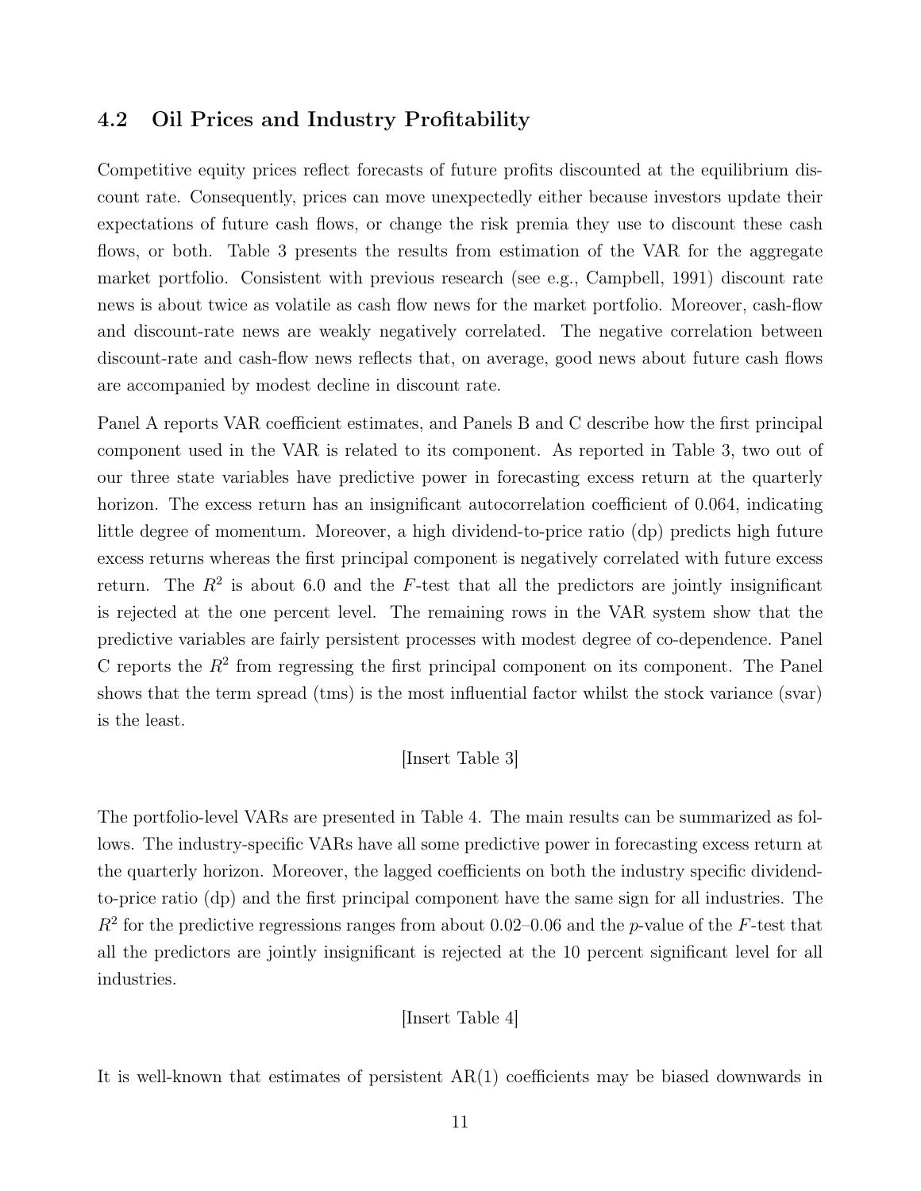## 4.2 Oil Prices and Industry Profitability

Competitive equity prices reflect forecasts of future profits discounted at the equilibrium discount rate. Consequently, prices can move unexpectedly either because investors update their expectations of future cash flows, or change the risk premia they use to discount these cash flows, or both. Table 3 presents the results from estimation of the VAR for the aggregate market portfolio. Consistent with previous research (see e.g., Campbell, 1991) discount rate news is about twice as volatile as cash flow news for the market portfolio. Moreover, cash-flow and discount-rate news are weakly negatively correlated. The negative correlation between discount-rate and cash-flow news reflects that, on average, good news about future cash flows are accompanied by modest decline in discount rate.

Panel A reports VAR coefficient estimates, and Panels B and C describe how the first principal component used in the VAR is related to its component. As reported in Table 3, two out of our three state variables have predictive power in forecasting excess return at the quarterly horizon. The excess return has an insignificant autocorrelation coefficient of 0.064, indicating little degree of momentum. Moreover, a high dividend-to-price ratio (dp) predicts high future excess returns whereas the first principal component is negatively correlated with future excess return. The $R^2$ is about 6.0 and the $F$-test that all the predictors are jointly insignificant is rejected at the one percent level. The remaining rows in the VAR system show that the predictive variables are fairly persistent processes with modest degree of co-dependence. Panel C reports the $R^2$ from regressing the first principal component on its component. The Panel shows that the term spread (tms) is the most influential factor whilst the stock variance (svar) is the least.

[Insert Table 3]

The portfolio-level VARs are presented in Table 4. The main results can be summarized as follows. The industry-specific VARs have all some predictive power in forecasting excess return at the quarterly horizon. Moreover, the lagged coefficients on both the industry specific dividend-to-price ratio (dp) and the first principal component have the same sign for all industries. The $R^2$ for the predictive regressions ranges from about 0.02–0.06 and the $p$-value of the $F$-test that all the predictors are jointly insignificant is rejected at the 10 percent significant level for all industries.

[Insert Table 4]

It is well-known that estimates of persistent AR(1) coefficients may be biased downwards in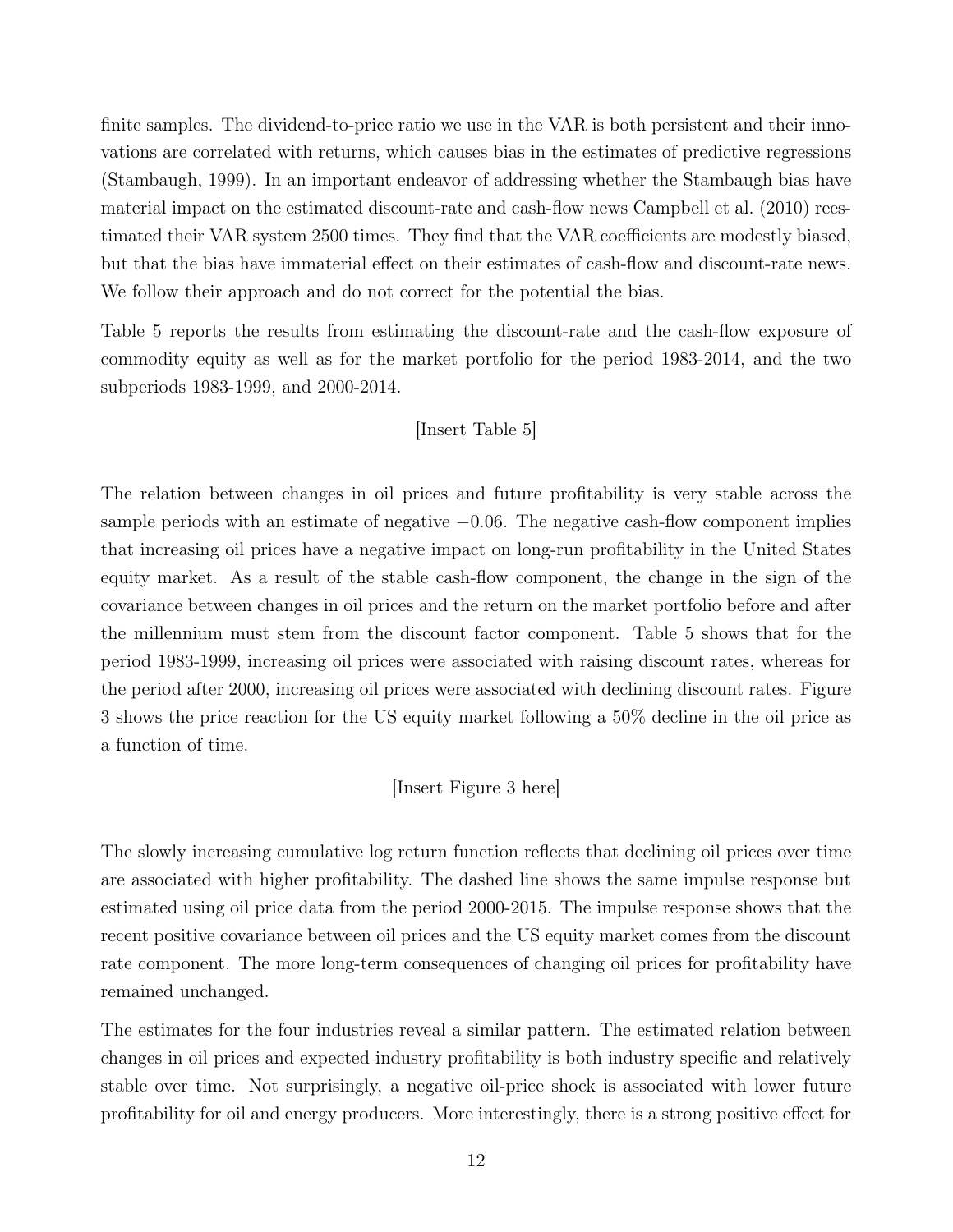finite samples. The dividend-to-price ratio we use in the VAR is both persistent and their innovations are correlated with returns, which causes bias in the estimates of predictive regressions (Stambaugh, 1999). In an important endeavor of addressing whether the Stambaugh bias have material impact on the estimated discount-rate and cash-flow news Campbell et al. (2010) reestimated their VAR system 2500 times. They find that the VAR coefficients are modestly biased, but that the bias have immaterial effect on their estimates of cash-flow and discount-rate news. We follow their approach and do not correct for the potential the bias.

Table 5 reports the results from estimating the discount-rate and the cash-flow exposure of commodity equity as well as for the market portfolio for the period 1983-2014, and the two subperiods 1983-1999, and 2000-2014.

[Insert Table 5]

The relation between changes in oil prices and future profitability is very stable across the sample periods with an estimate of negative $-0.06$. The negative cash-flow component implies that increasing oil prices have a negative impact on long-run profitability in the United States equity market. As a result of the stable cash-flow component, the change in the sign of the covariance between changes in oil prices and the return on the market portfolio before and after the millennium must stem from the discount factor component. Table 5 shows that for the period 1983-1999, increasing oil prices were associated with raising discount rates, whereas for the period after 2000, increasing oil prices were associated with declining discount rates. Figure 3 shows the price reaction for the US equity market following a 50% decline in the oil price as a function of time.

[Insert Figure 3 here]

The slowly increasing cumulative log return function reflects that declining oil prices over time are associated with higher profitability. The dashed line shows the same impulse response but estimated using oil price data from the period 2000-2015. The impulse response shows that the recent positive covariance between oil prices and the US equity market comes from the discount rate component. The more long-term consequences of changing oil prices for profitability have remained unchanged.

The estimates for the four industries reveal a similar pattern. The estimated relation between changes in oil prices and expected industry profitability is both industry specific and relatively stable over time. Not surprisingly, a negative oil-price shock is associated with lower future profitability for oil and energy producers. More interestingly, there is a strong positive effect for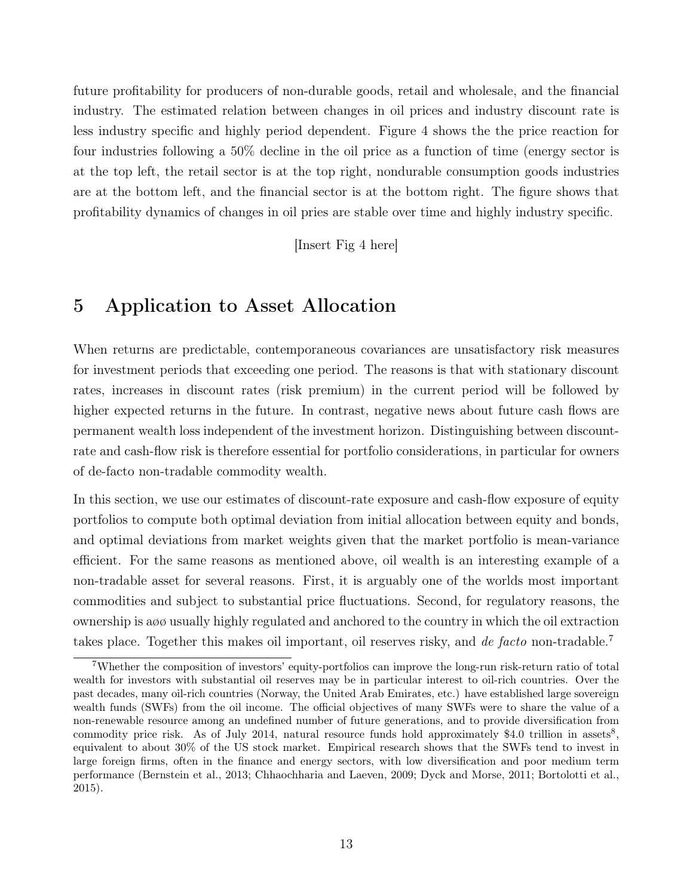future profitability for producers of non-durable goods, retail and wholesale, and the financial industry. The estimated relation between changes in oil prices and industry discount rate is less industry specific and highly period dependent. Figure 4 shows the the price reaction for four industries following a 50% decline in the oil price as a function of time (energy sector is at the top left, the retail sector is at the top right, nondurable consumption goods industries are at the bottom left, and the financial sector is at the bottom right. The figure shows that profitability dynamics of changes in oil pries are stable over time and highly industry specific.

[Insert Fig 4 here]

# 5 Application to Asset Allocation

When returns are predictable, contemporaneous covariances are unsatisfactory risk measures for investment periods that exceeding one period. The reasons is that with stationary discount rates, increases in discount rates (risk premium) in the current period will be followed by higher expected returns in the future. In contrast, negative news about future cash flows are permanent wealth loss independent of the investment horizon. Distinguishing between discount-rate and cash-flow risk is therefore essential for portfolio considerations, in particular for owners of de-facto non-tradable commodity wealth.

In this section, we use our estimates of discount-rate exposure and cash-flow exposure of equity portfolios to compute both optimal deviation from initial allocation between equity and bonds, and optimal deviations from market weights given that the market portfolio is mean-variance efficient. For the same reasons as mentioned above, oil wealth is an interesting example of a non-tradable asset for several reasons. First, it is arguably one of the worlds most important commodities and subject to substantial price fluctuations. Second, for regulatory reasons, the ownership is aøø usually highly regulated and anchored to the country in which the oil extraction takes place. Together this makes oil important, oil reserves risky, and *de facto* non-tradable.[7]

[7] Whether the composition of investors' equity-portfolios can improve the long-run risk-return ratio of total wealth for investors with substantial oil reserves may be in particular interest to oil-rich countries. Over the past decades, many oil-rich countries (Norway, the United Arab Emirates, etc.) have established large sovereign wealth funds (SWFs) from the oil income. The official objectives of many SWFs were to share the value of a non-renewable resource among an undefined number of future generations, and to provide diversification from commodity price risk. As of July 2014, natural resource funds hold approximately $4.0 trillion in assets[8], equivalent to about 30% of the US stock market. Empirical research shows that the SWFs tend to invest in large foreign firms, often in the finance and energy sectors, with low diversification and poor medium term performance (Bernstein et al., 2013; Chhaochharia and Laeven, 2009; Dyck and Morse, 2011; Bortolotti et al., 2015).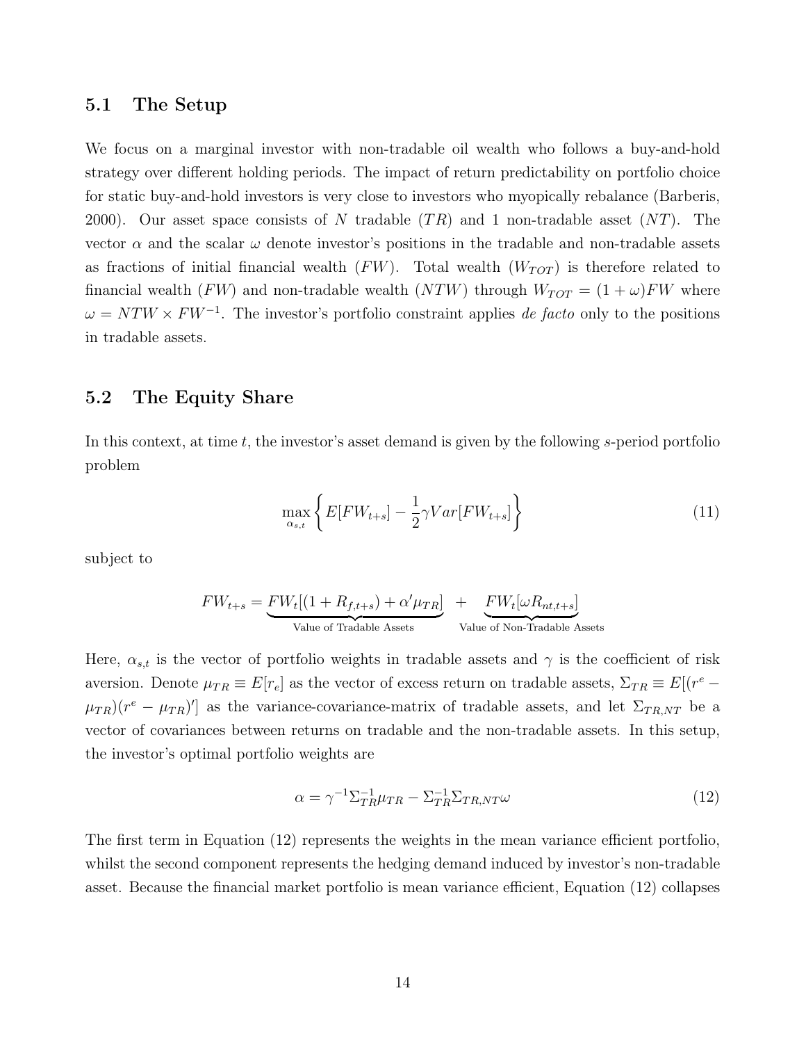## 5.1 The Setup

We focus on a marginal investor with non-tradable oil wealth who follows a buy-and-hold strategy over different holding periods. The impact of return predictability on portfolio choice for static buy-and-hold investors is very close to investors who myopically rebalance (Barberis, 2000). Our asset space consists of $N$ tradable ($TR$) and 1 non-tradable asset ($NT$). The vector $\alpha$ and the scalar $\omega$ denote investor's positions in the tradable and non-tradable assets as fractions of initial financial wealth ($FW$). Total wealth ($W_{TOT}$) is therefore related to financial wealth ($FW$) and non-tradable wealth ($NTW$) through $W_{TOT} = (1 + \omega)FW$ where $\omega = NTW \times FW^{-1}$. The investor's portfolio constraint applies *de facto* only to the positions in tradable assets.

## 5.2 The Equity Share

In this context, at time $t$, the investor's asset demand is given by the following $s$-period portfolio problem

$$\max_{\alpha_{s,t}} \left\{ E[FW_{t+s}] - \frac{1}{2}\gamma Var[FW_{t+s}] \right\} \tag{11}$$

subject to

$$FW_{t+s} = \underbrace{FW_t[(1 + R_{f,t+s}) + \alpha'\mu_{TR}]}_{\text{Value of Tradable Assets}} + \underbrace{FW_t[\omega R_{nt,t+s}]}_{\text{Value of Non-Tradable Assets}}$$

Here, $\alpha_{s,t}$ is the vector of portfolio weights in tradable assets and $\gamma$ is the coefficient of risk aversion. Denote $\mu_{TR} \equiv E[r_e]$ as the vector of excess return on tradable assets, $\Sigma_{TR} \equiv E[(r^e - \mu_{TR})(r^e - \mu_{TR})']$ as the variance-covariance-matrix of tradable assets, and let $\Sigma_{TR,NT}$ be a vector of covariances between returns on tradable and the non-tradable assets. In this setup, the investor's optimal portfolio weights are

$$\alpha = \gamma^{-1}\Sigma_{TR}^{-1}\mu_{TR} - \Sigma_{TR}^{-1}\Sigma_{TR,NT}\omega \tag{12}$$

The first term in Equation (12) represents the weights in the mean variance efficient portfolio, whilst the second component represents the hedging demand induced by investor's non-tradable asset. Because the financial market portfolio is mean variance efficient, Equation (12) collapses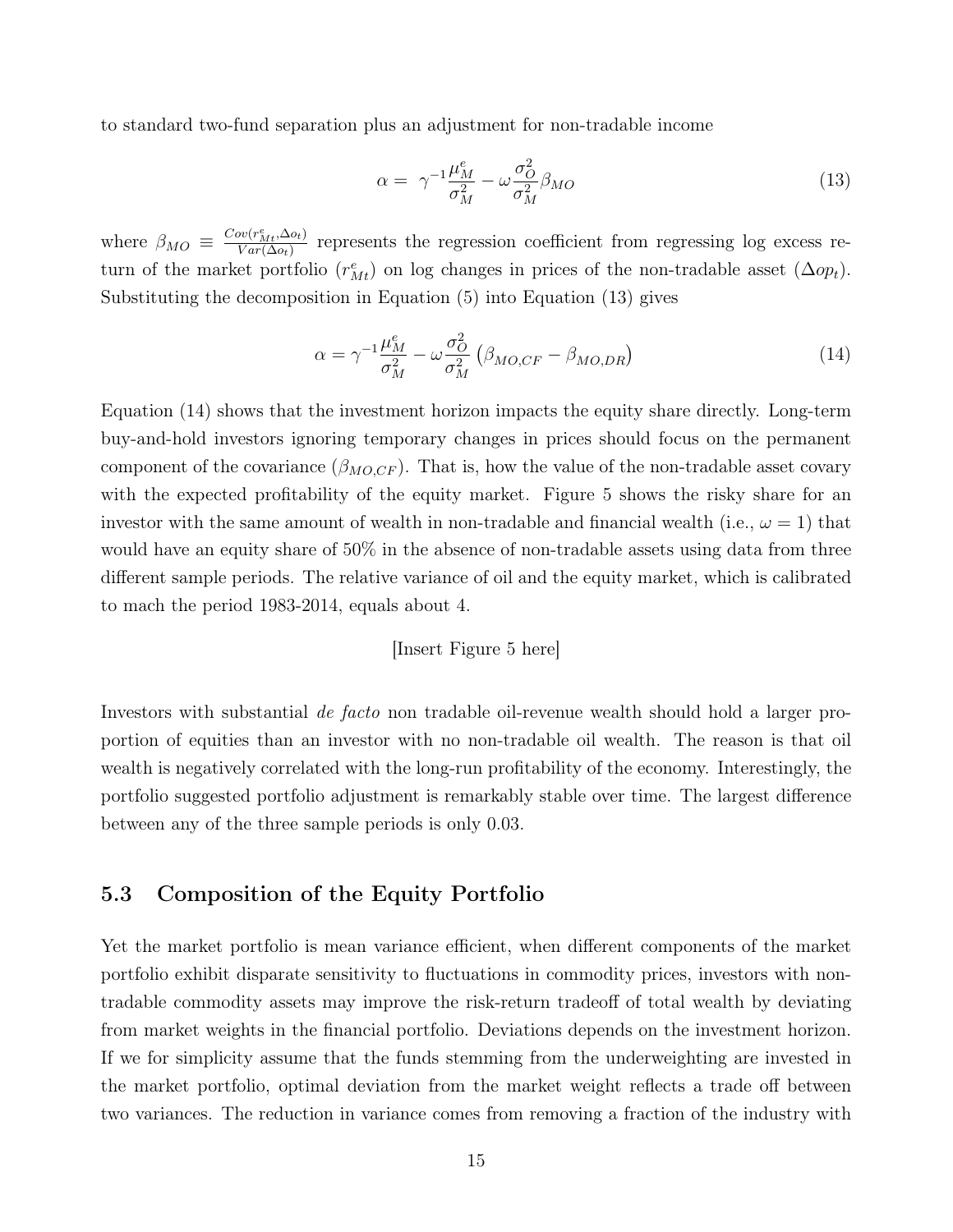to standard two-fund separation plus an adjustment for non-tradable income

$$\alpha = \gamma^{-1}\frac{\mu_M^e}{\sigma_M^2} - \omega\frac{\sigma_O^2}{\sigma_M^2}\beta_{MO} \tag{13}$$

where $\beta_{MO} \equiv \frac{Cov(r_{Mt}^e, \Delta o_t)}{Var(\Delta o_t)}$ represents the regression coefficient from regressing log excess return of the market portfolio ($r_{Mt}^e$) on log changes in prices of the non-tradable asset ($\Delta op_t$). Substituting the decomposition in Equation (5) into Equation (13) gives

$$\alpha = \gamma^{-1}\frac{\mu_M^e}{\sigma_M^2} - \omega\frac{\sigma_O^2}{\sigma_M^2}\left(\beta_{MO,CF} - \beta_{MO,DR}\right) \tag{14}$$

Equation (14) shows that the investment horizon impacts the equity share directly. Long-term buy-and-hold investors ignoring temporary changes in prices should focus on the permanent component of the covariance ($\beta_{MO,CF}$). That is, how the value of the non-tradable asset covary with the expected profitability of the equity market. Figure 5 shows the risky share for an investor with the same amount of wealth in non-tradable and financial wealth (i.e., $\omega = 1$) that would have an equity share of 50% in the absence of non-tradable assets using data from three different sample periods. The relative variance of oil and the equity market, which is calibrated to mach the period 1983-2014, equals about 4.

[Insert Figure 5 here]

Investors with substantial *de facto* non tradable oil-revenue wealth should hold a larger proportion of equities than an investor with no non-tradable oil wealth. The reason is that oil wealth is negatively correlated with the long-run profitability of the economy. Interestingly, the portfolio suggested portfolio adjustment is remarkably stable over time. The largest difference between any of the three sample periods is only 0.03.

## 5.3 Composition of the Equity Portfolio

Yet the market portfolio is mean variance efficient, when different components of the market portfolio exhibit disparate sensitivity to fluctuations in commodity prices, investors with non-tradable commodity assets may improve the risk-return tradeoff of total wealth by deviating from market weights in the financial portfolio. Deviations depends on the investment horizon. If we for simplicity assume that the funds stemming from the underweighting are invested in the market portfolio, optimal deviation from the market weight reflects a trade off between two variances. The reduction in variance comes from removing a fraction of the industry with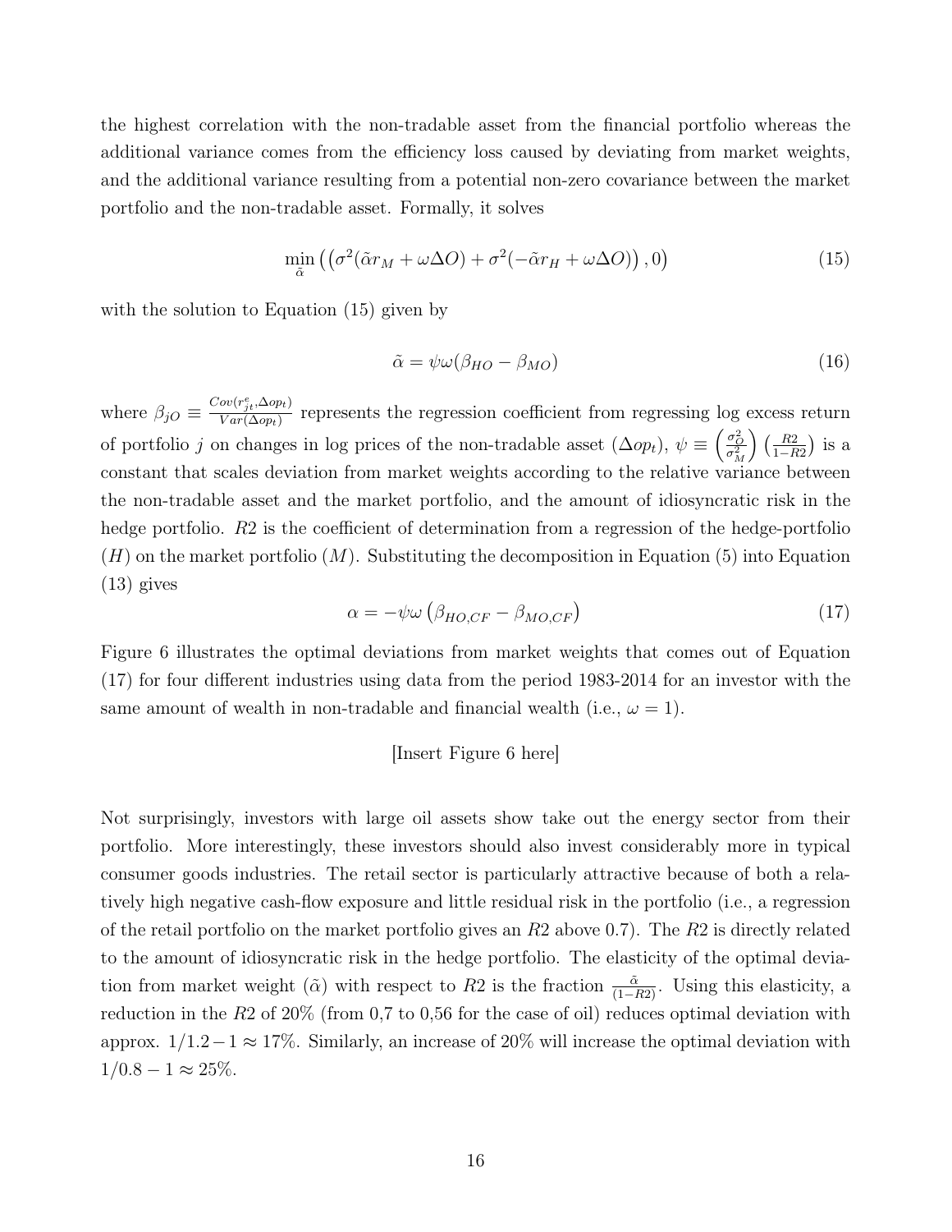the highest correlation with the non-tradable asset from the financial portfolio whereas the additional variance comes from the efficiency loss caused by deviating from market weights, and the additional variance resulting from a potential non-zero covariance between the market portfolio and the non-tradable asset. Formally, it solves

$$\min_{\tilde{\alpha}} \left( \left( \sigma^2(\tilde{\alpha} r_M + \omega \Delta O) + \sigma^2(-\tilde{\alpha} r_H + \omega \Delta O) \right), 0 \right) \tag{15}$$

with the solution to Equation (15) given by

$$\tilde{\alpha} = \psi \omega (\beta_{HO} - \beta_{MO}) \tag{16}$$

where $\beta_{jO} \equiv \frac{Cov(r^e_{jt}, \Delta op_t)}{Var(\Delta op_t)}$ represents the regression coefficient from regressing log excess return of portfolio $j$ on changes in log prices of the non-tradable asset ($\Delta op_t$), $\psi \equiv \left(\frac{\sigma^2_O}{\sigma^2_M}\right)\left(\frac{R2}{1-R2}\right)$ is a constant that scales deviation from market weights according to the relative variance between the non-tradable asset and the market portfolio, and the amount of idiosyncratic risk in the hedge portfolio. $R2$ is the coefficient of determination from a regression of the hedge-portfolio ($H$) on the market portfolio ($M$). Substituting the decomposition in Equation (5) into Equation (13) gives

$$\alpha = -\psi \omega \left( \beta_{HO,CF} - \beta_{MO,CF} \right) \tag{17}$$

Figure 6 illustrates the optimal deviations from market weights that comes out of Equation (17) for four different industries using data from the period 1983-2014 for an investor with the same amount of wealth in non-tradable and financial wealth (i.e., $\omega = 1$).

[Insert Figure 6 here]

Not surprisingly, investors with large oil assets show take out the energy sector from their portfolio. More interestingly, these investors should also invest considerably more in typical consumer goods industries. The retail sector is particularly attractive because of both a relatively high negative cash-flow exposure and little residual risk in the portfolio (i.e., a regression of the retail portfolio on the market portfolio gives an $R2$ above 0.7). The $R2$ is directly related to the amount of idiosyncratic risk in the hedge portfolio. The elasticity of the optimal deviation from market weight ($\tilde{\alpha}$) with respect to $R2$ is the fraction $\frac{\tilde{\alpha}}{(1-R2)}$. Using this elasticity, a reduction in the $R2$ of 20% (from 0,7 to 0,56 for the case of oil) reduces optimal deviation with approx. $1/1.2 - 1 \approx 17\%$. Similarly, an increase of 20% will increase the optimal deviation with $1/0.8 - 1 \approx 25\%$.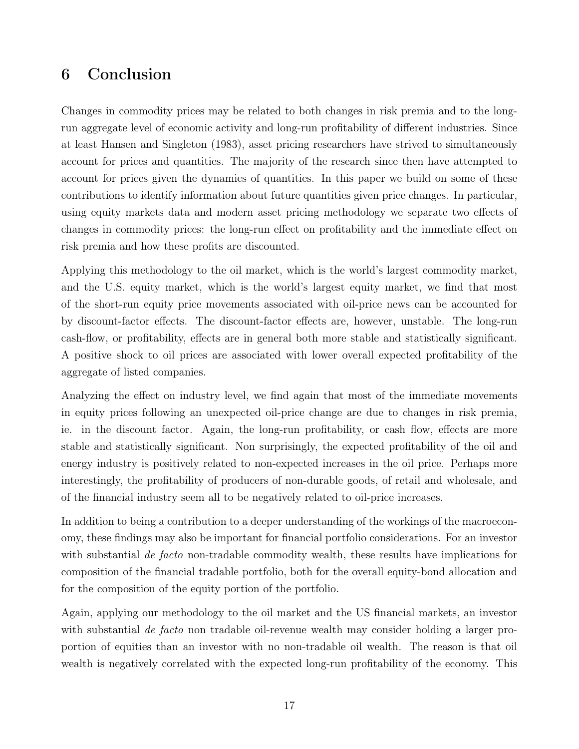# 6 Conclusion

Changes in commodity prices may be related to both changes in risk premia and to the long-run aggregate level of economic activity and long-run profitability of different industries. Since at least Hansen and Singleton (1983), asset pricing researchers have strived to simultaneously account for prices and quantities. The majority of the research since then have attempted to account for prices given the dynamics of quantities. In this paper we build on some of these contributions to identify information about future quantities given price changes. In particular, using equity markets data and modern asset pricing methodology we separate two effects of changes in commodity prices: the long-run effect on profitability and the immediate effect on risk premia and how these profits are discounted.

Applying this methodology to the oil market, which is the world's largest commodity market, and the U.S. equity market, which is the world's largest equity market, we find that most of the short-run equity price movements associated with oil-price news can be accounted for by discount-factor effects. The discount-factor effects are, however, unstable. The long-run cash-flow, or profitability, effects are in general both more stable and statistically significant. A positive shock to oil prices are associated with lower overall expected profitability of the aggregate of listed companies.

Analyzing the effect on industry level, we find again that most of the immediate movements in equity prices following an unexpected oil-price change are due to changes in risk premia, ie. in the discount factor. Again, the long-run profitability, or cash flow, effects are more stable and statistically significant. Non surprisingly, the expected profitability of the oil and energy industry is positively related to non-expected increases in the oil price. Perhaps more interestingly, the profitability of producers of non-durable goods, of retail and wholesale, and of the financial industry seem all to be negatively related to oil-price increases.

In addition to being a contribution to a deeper understanding of the workings of the macroeconomy, these findings may also be important for financial portfolio considerations. For an investor with substantial *de facto* non-tradable commodity wealth, these results have implications for composition of the financial tradable portfolio, both for the overall equity-bond allocation and for the composition of the equity portion of the portfolio.

Again, applying our methodology to the oil market and the US financial markets, an investor with substantial *de facto* non tradable oil-revenue wealth may consider holding a larger proportion of equities than an investor with no non-tradable oil wealth. The reason is that oil wealth is negatively correlated with the expected long-run profitability of the economy. This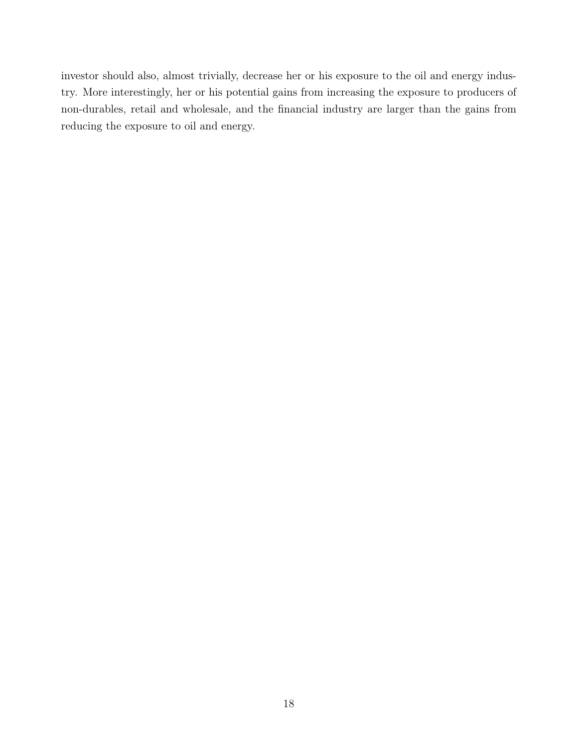investor should also, almost trivially, decrease her or his exposure to the oil and energy industry. More interestingly, her or his potential gains from increasing the exposure to producers of non-durables, retail and wholesale, and the financial industry are larger than the gains from reducing the exposure to oil and energy.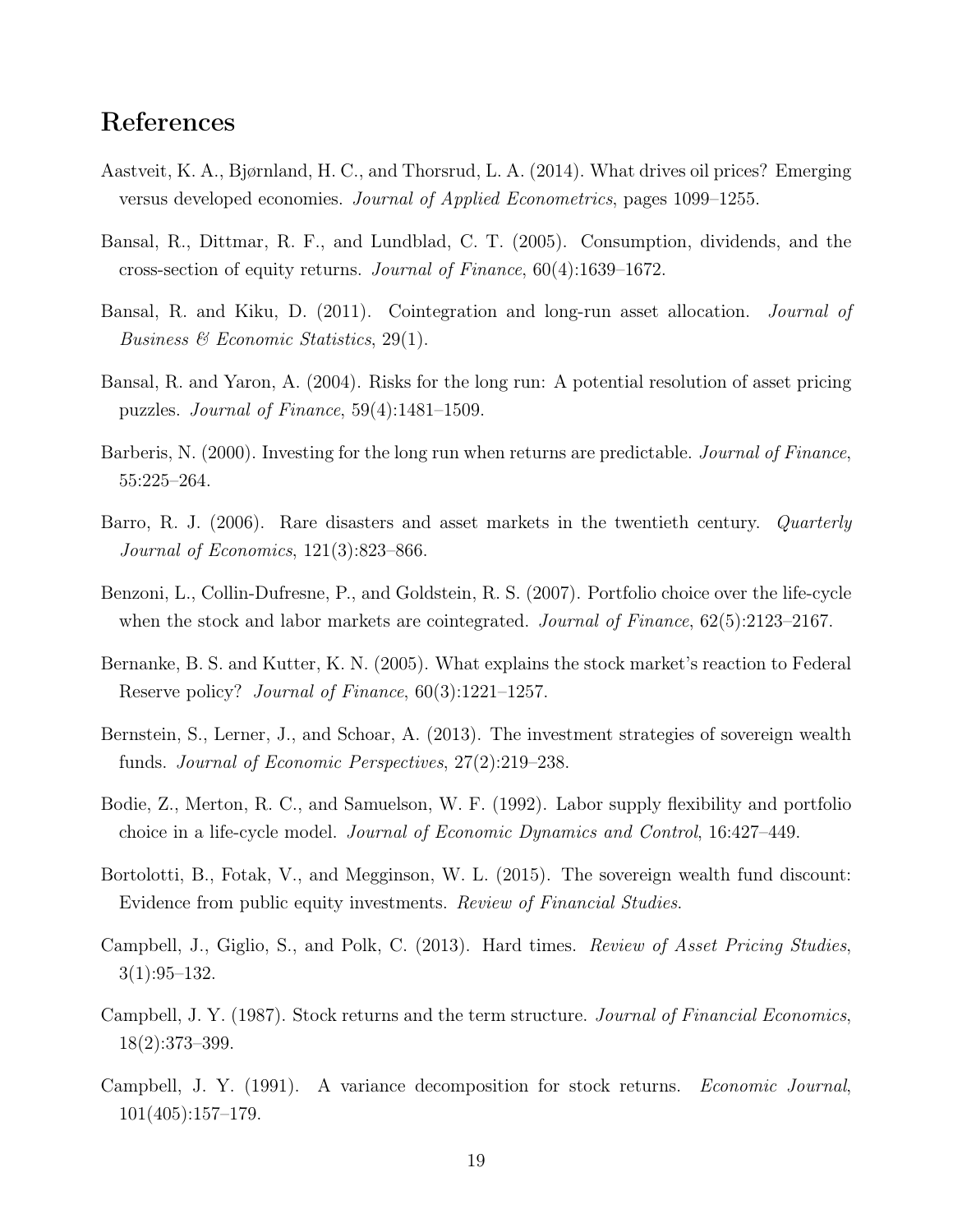# References

Aastveit, K. A., Bjørnland, H. C., and Thorsrud, L. A. (2014). What drives oil prices? Emerging versus developed economies. *Journal of Applied Econometrics*, pages 1099–1255.

Bansal, R., Dittmar, R. F., and Lundblad, C. T. (2005). Consumption, dividends, and the cross-section of equity returns. *Journal of Finance*, 60(4):1639–1672.

Bansal, R. and Kiku, D. (2011). Cointegration and long-run asset allocation. *Journal of Business & Economic Statistics*, 29(1).

Bansal, R. and Yaron, A. (2004). Risks for the long run: A potential resolution of asset pricing puzzles. *Journal of Finance*, 59(4):1481–1509.

Barberis, N. (2000). Investing for the long run when returns are predictable. *Journal of Finance*, 55:225–264.

Barro, R. J. (2006). Rare disasters and asset markets in the twentieth century. *Quarterly Journal of Economics*, 121(3):823–866.

Benzoni, L., Collin-Dufresne, P., and Goldstein, R. S. (2007). Portfolio choice over the life-cycle when the stock and labor markets are cointegrated. *Journal of Finance*, 62(5):2123–2167.

Bernanke, B. S. and Kutter, K. N. (2005). What explains the stock market's reaction to Federal Reserve policy? *Journal of Finance*, 60(3):1221–1257.

Bernstein, S., Lerner, J., and Schoar, A. (2013). The investment strategies of sovereign wealth funds. *Journal of Economic Perspectives*, 27(2):219–238.

Bodie, Z., Merton, R. C., and Samuelson, W. F. (1992). Labor supply flexibility and portfolio choice in a life-cycle model. *Journal of Economic Dynamics and Control*, 16:427–449.

Bortolotti, B., Fotak, V., and Megginson, W. L. (2015). The sovereign wealth fund discount: Evidence from public equity investments. *Review of Financial Studies*.

Campbell, J., Giglio, S., and Polk, C. (2013). Hard times. *Review of Asset Pricing Studies*, 3(1):95–132.

Campbell, J. Y. (1987). Stock returns and the term structure. *Journal of Financial Economics*, 18(2):373–399.

Campbell, J. Y. (1991). A variance decomposition for stock returns. *Economic Journal*, 101(405):157–179.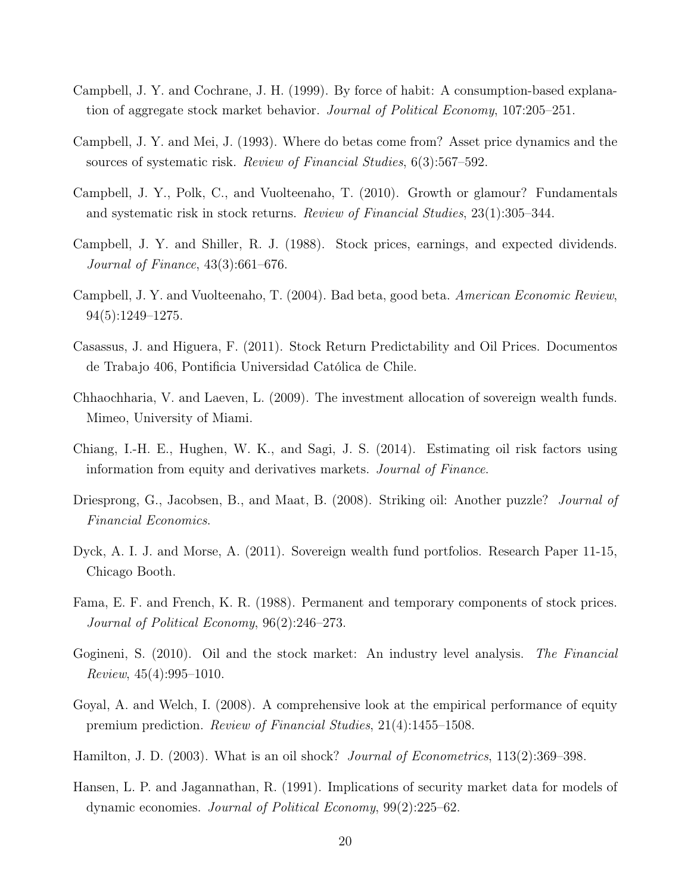Campbell, J. Y. and Cochrane, J. H. (1999). By force of habit: A consumption-based explanation of aggregate stock market behavior. *Journal of Political Economy*, 107:205–251.

Campbell, J. Y. and Mei, J. (1993). Where do betas come from? Asset price dynamics and the sources of systematic risk. *Review of Financial Studies*, 6(3):567–592.

Campbell, J. Y., Polk, C., and Vuolteenaho, T. (2010). Growth or glamour? Fundamentals and systematic risk in stock returns. *Review of Financial Studies*, 23(1):305–344.

Campbell, J. Y. and Shiller, R. J. (1988). Stock prices, earnings, and expected dividends. *Journal of Finance*, 43(3):661–676.

Campbell, J. Y. and Vuolteenaho, T. (2004). Bad beta, good beta. *American Economic Review*, 94(5):1249–1275.

Casassus, J. and Higuera, F. (2011). Stock Return Predictability and Oil Prices. Documentos de Trabajo 406, Pontificia Universidad Católica de Chile.

Chhaochharia, V. and Laeven, L. (2009). The investment allocation of sovereign wealth funds. Mimeo, University of Miami.

Chiang, I.-H. E., Hughen, W. K., and Sagi, J. S. (2014). Estimating oil risk factors using information from equity and derivatives markets. *Journal of Finance*.

Driesprong, G., Jacobsen, B., and Maat, B. (2008). Striking oil: Another puzzle? *Journal of Financial Economics*.

Dyck, A. I. J. and Morse, A. (2011). Sovereign wealth fund portfolios. Research Paper 11-15, Chicago Booth.

Fama, E. F. and French, K. R. (1988). Permanent and temporary components of stock prices. *Journal of Political Economy*, 96(2):246–273.

Gogineni, S. (2010). Oil and the stock market: An industry level analysis. *The Financial Review*, 45(4):995–1010.

Goyal, A. and Welch, I. (2008). A comprehensive look at the empirical performance of equity premium prediction. *Review of Financial Studies*, 21(4):1455–1508.

Hamilton, J. D. (2003). What is an oil shock? *Journal of Econometrics*, 113(2):369–398.

Hansen, L. P. and Jagannathan, R. (1991). Implications of security market data for models of dynamic economies. *Journal of Political Economy*, 99(2):225–62.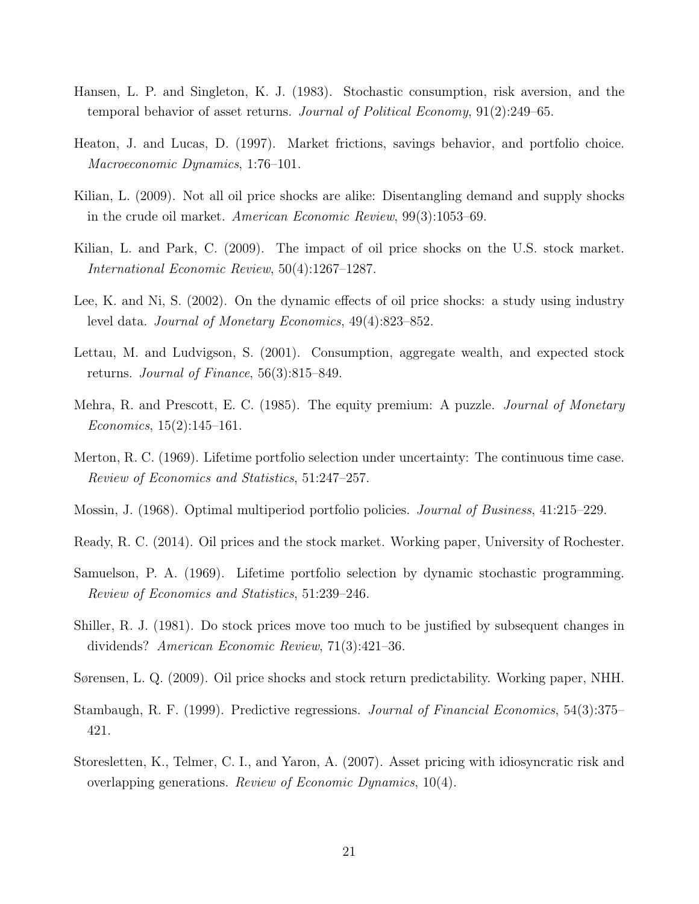Hansen, L. P. and Singleton, K. J. (1983). Stochastic consumption, risk aversion, and the temporal behavior of asset returns. *Journal of Political Economy*, 91(2):249–65.

Heaton, J. and Lucas, D. (1997). Market frictions, savings behavior, and portfolio choice. *Macroeconomic Dynamics*, 1:76–101.

Kilian, L. (2009). Not all oil price shocks are alike: Disentangling demand and supply shocks in the crude oil market. *American Economic Review*, 99(3):1053–69.

Kilian, L. and Park, C. (2009). The impact of oil price shocks on the U.S. stock market. *International Economic Review*, 50(4):1267–1287.

Lee, K. and Ni, S. (2002). On the dynamic effects of oil price shocks: a study using industry level data. *Journal of Monetary Economics*, 49(4):823–852.

Lettau, M. and Ludvigson, S. (2001). Consumption, aggregate wealth, and expected stock returns. *Journal of Finance*, 56(3):815–849.

Mehra, R. and Prescott, E. C. (1985). The equity premium: A puzzle. *Journal of Monetary Economics*, 15(2):145–161.

Merton, R. C. (1969). Lifetime portfolio selection under uncertainty: The continuous time case. *Review of Economics and Statistics*, 51:247–257.

Mossin, J. (1968). Optimal multiperiod portfolio policies. *Journal of Business*, 41:215–229.

Ready, R. C. (2014). Oil prices and the stock market. Working paper, University of Rochester.

Samuelson, P. A. (1969). Lifetime portfolio selection by dynamic stochastic programming. *Review of Economics and Statistics*, 51:239–246.

Shiller, R. J. (1981). Do stock prices move too much to be justified by subsequent changes in dividends? *American Economic Review*, 71(3):421–36.

Sørensen, L. Q. (2009). Oil price shocks and stock return predictability. Working paper, NHH.

Stambaugh, R. F. (1999). Predictive regressions. *Journal of Financial Economics*, 54(3):375–421.

Storesletten, K., Telmer, C. I., and Yaron, A. (2007). Asset pricing with idiosyncratic risk and overlapping generations. *Review of Economic Dynamics*, 10(4).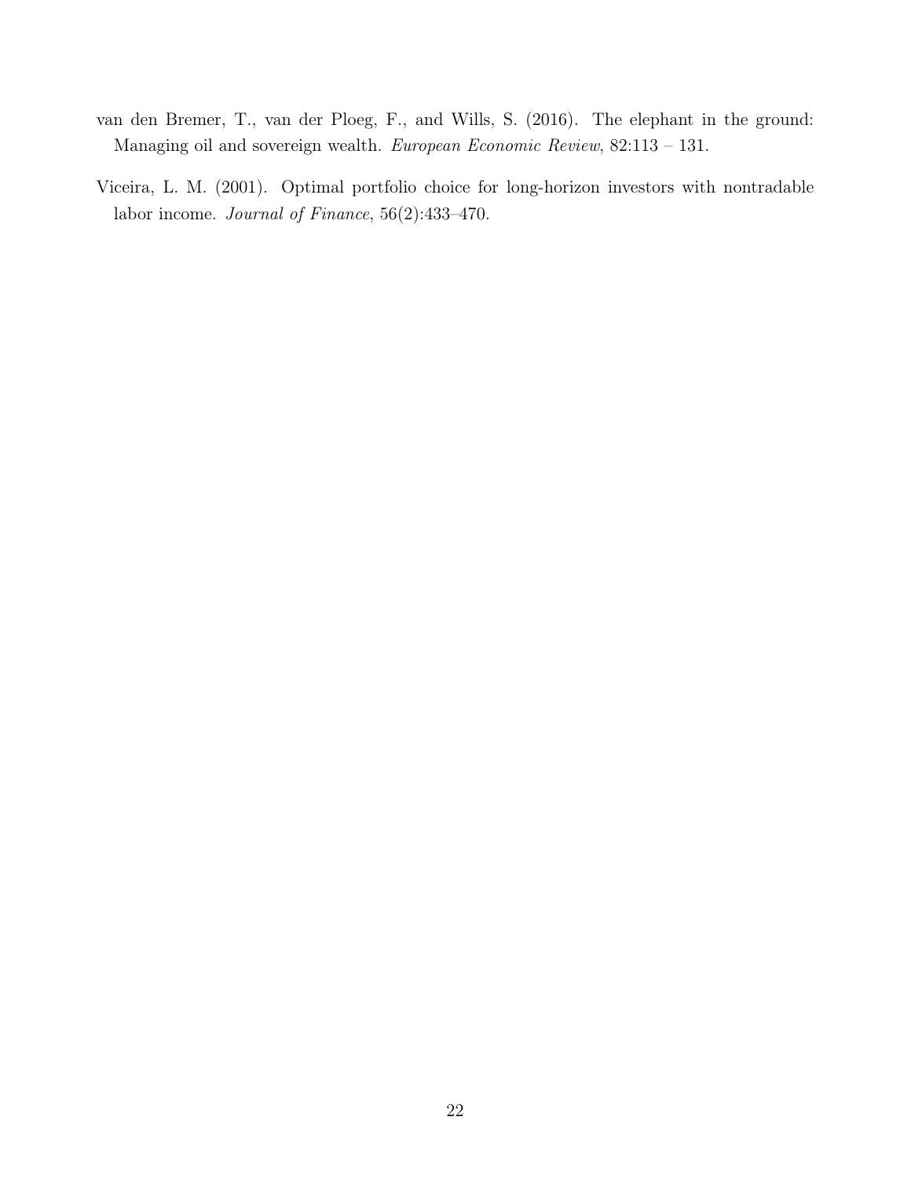van den Bremer, T., van der Ploeg, F., and Wills, S. (2016). The elephant in the ground: Managing oil and sovereign wealth. *European Economic Review*, 82:113 – 131.

Viceira, L. M. (2001). Optimal portfolio choice for long-horizon investors with nontradable labor income. *Journal of Finance*, 56(2):433–470.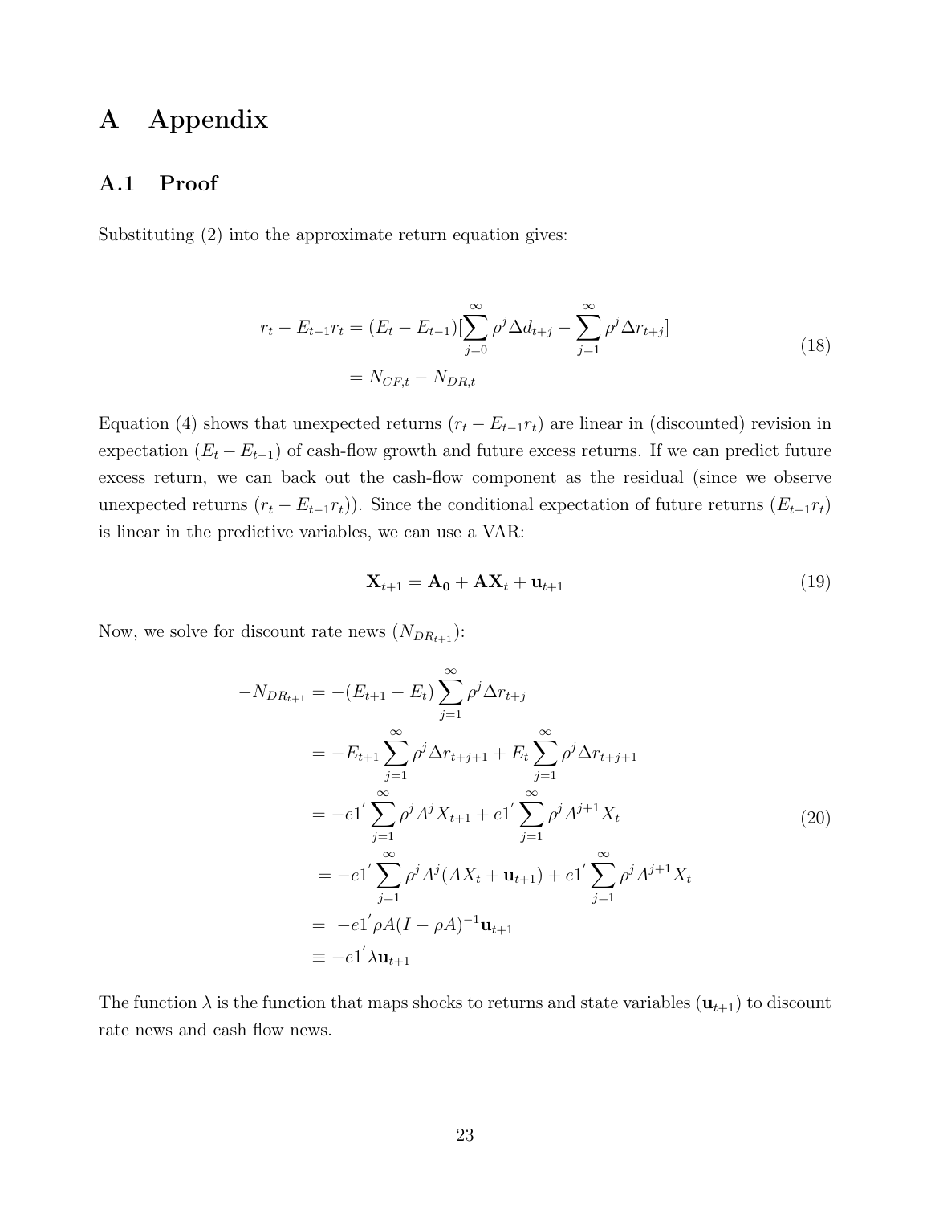# A Appendix

## A.1 Proof

Substituting (2) into the approximate return equation gives:

$$
\begin{aligned}
r_t - E_{t-1}r_t &= (E_t - E_{t-1})[\sum_{j=0}^{\infty} \rho^j \Delta d_{t+j} - \sum_{j=1}^{\infty} \rho^j \Delta r_{t+j}] \\
&= N_{CF,t} - N_{DR,t}
\end{aligned}
\tag{18}
$$

Equation (4) shows that unexpected returns ($r_t - E_{t-1}r_t$) are linear in (discounted) revision in expectation ($E_t - E_{t-1}$) of cash-flow growth and future excess returns. If we can predict future excess return, we can back out the cash-flow component as the residual (since we observe unexpected returns ($r_t - E_{t-1}r_t$)). Since the conditional expectation of future returns ($E_{t-1}r_t$) is linear in the predictive variables, we can use a VAR:

$$
\mathbf{X}_{t+1} = \mathbf{A_0} + \mathbf{A}\mathbf{X}_t + \mathbf{u}_{t+1} \tag{19}
$$

Now, we solve for discount rate news ($N_{DR_{t+1}}$):

$$
\begin{aligned}
-N_{DR_{t+1}} &= -(E_{t+1} - E_t)\sum_{j=1}^{\infty} \rho^j \Delta r_{t+j} \\
&= -E_{t+1}\sum_{j=1}^{\infty} \rho^j \Delta r_{t+j+1} + E_t \sum_{j=1}^{\infty} \rho^j \Delta r_{t+j+1} \\
&= -e1^{'} \sum_{j=1}^{\infty} \rho^j A^j X_{t+1} + e1^{'} \sum_{j=1}^{\infty} \rho^j A^{j+1} X_t \\
&= -e1^{'} \sum_{j=1}^{\infty} \rho^j A^j (AX_t + \mathbf{u}_{t+1}) + e1^{'} \sum_{j=1}^{\infty} \rho^j A^{j+1} X_t \\
&= \ -e1^{'} \rho A (I - \rho A)^{-1} \mathbf{u}_{t+1} \\
&\equiv -e1^{'} \lambda \mathbf{u}_{t+1}
\end{aligned}
\tag{20}
$$

The function $\lambda$ is the function that maps shocks to returns and state variables ($\mathbf{u}_{t+1}$) to discount rate news and cash flow news.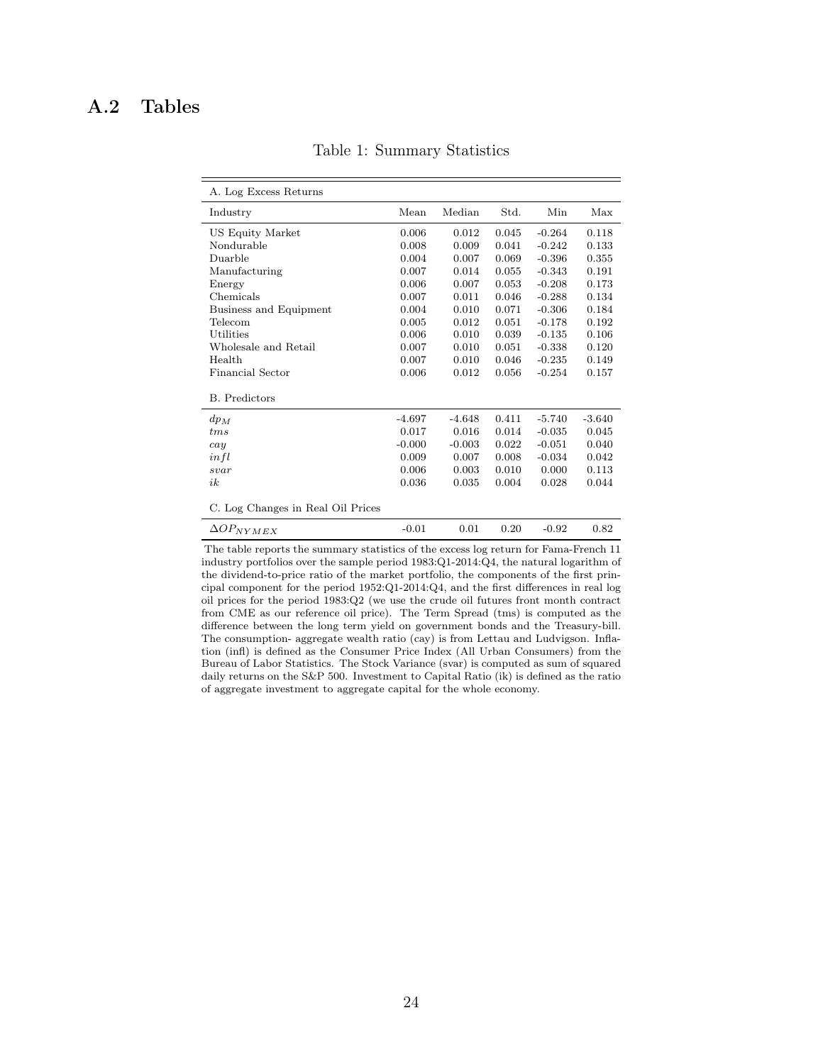## A.2 Tables

Table 1: Summary Statistics

| A. Log Excess Returns | | | | | |
|---|---|---|---|---|---|
| Industry | Mean | Median | Std. | Min | Max |
| US Equity Market | 0.006 | 0.012 | 0.045 | -0.264 | 0.118 |
| Nondurable | 0.008 | 0.009 | 0.041 | -0.242 | 0.133 |
| Duarble | 0.004 | 0.007 | 0.069 | -0.396 | 0.355 |
| Manufacturing | 0.007 | 0.014 | 0.055 | -0.343 | 0.191 |
| Energy | 0.006 | 0.007 | 0.053 | -0.208 | 0.173 |
| Chemicals | 0.007 | 0.011 | 0.046 | -0.288 | 0.134 |
| Business and Equipment | 0.004 | 0.010 | 0.071 | -0.306 | 0.184 |
| Telecom | 0.005 | 0.012 | 0.051 | -0.178 | 0.192 |
| Utilities | 0.006 | 0.010 | 0.039 | -0.135 | 0.106 |
| Wholesale and Retail | 0.007 | 0.010 | 0.051 | -0.338 | 0.120 |
| Health | 0.007 | 0.010 | 0.046 | -0.235 | 0.149 |
| Financial Sector | 0.006 | 0.012 | 0.056 | -0.254 | 0.157 |
| B. Predictors | | | | | |
| $dp_M$ | -4.697 | -4.648 | 0.411 | -5.740 | -3.640 |
| $tms$ | 0.017 | 0.016 | 0.014 | -0.035 | 0.045 |
| $cay$ | -0.000 | -0.003 | 0.022 | -0.051 | 0.040 |
| $infl$ | 0.009 | 0.007 | 0.008 | -0.034 | 0.042 |
| $svar$ | 0.006 | 0.003 | 0.010 | 0.000 | 0.113 |
| $ik$ | 0.036 | 0.035 | 0.004 | 0.028 | 0.044 |
| C. Log Changes in Real Oil Prices | | | | | |
| $\Delta OP_{NYMEX}$ | -0.01 | 0.01 | 0.20 | -0.92 | 0.82 |

The table reports the summary statistics of the excess log return for Fama-French 11 industry portfolios over the sample period 1983:Q1-2014:Q4, the natural logarithm of the dividend-to-price ratio of the market portfolio, the components of the first principal component for the period 1952:Q1-2014:Q4, and the first differences in real log oil prices for the period 1983:Q2 (we use the crude oil futures front month contract from CME as our reference oil price). The Term Spread (tms) is computed as the difference between the long term yield on government bonds and the Treasury-bill. The consumption- aggregate wealth ratio (cay) is from Lettau and Ludvigson. Inflation (infl) is defined as the Consumer Price Index (All Urban Consumers) from the Bureau of Labor Statistics. The Stock Variance (svar) is computed as sum of squared daily returns on the S&P 500. Investment to Capital Ratio (ik) is defined as the ratio of aggregate investment to aggregate capital for the whole economy.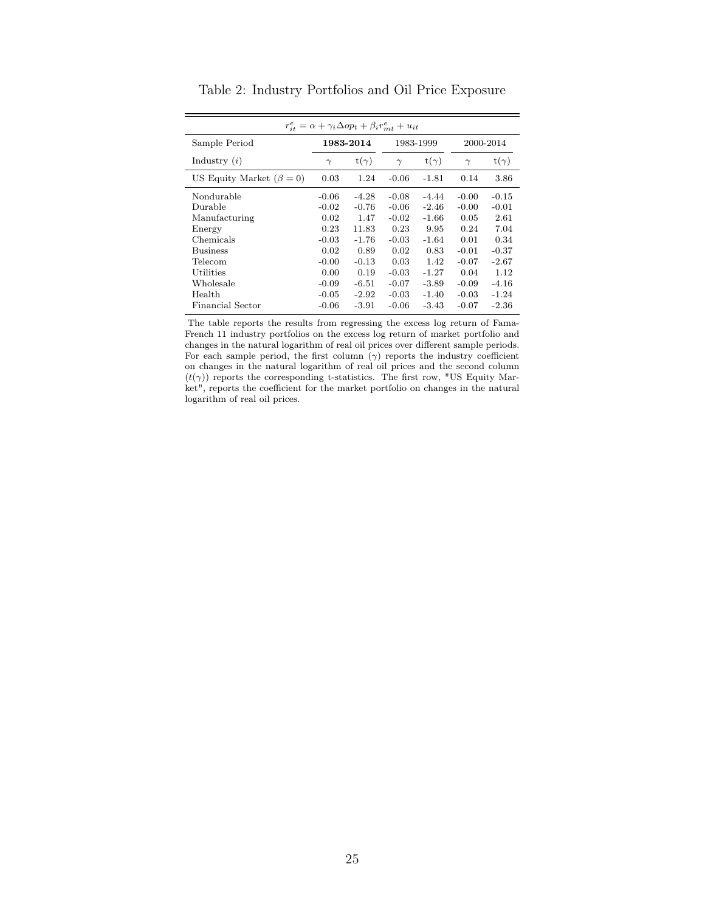Table 2: Industry Portfolios and Oil Price Exposure

| $r_{it}^e = \alpha + \gamma_i \Delta op_t + \beta_i r_{mt}^e + u_{it}$ | | | | | | |
|---|---|---|---|---|---|---|
| Sample Period | **1983-2014** | | 1983-1999 | | 2000-2014 | |
| Industry ($i$) | $\gamma$ | t($\gamma$) | $\gamma$ | t($\gamma$) | $\gamma$ | t($\gamma$) |
| US Equity Market ($\beta = 0$) | 0.03 | 1.24 | -0.06 | -1.81 | 0.14 | 3.86 |
| Nondurable | -0.06 | -4.28 | -0.08 | -4.44 | -0.00 | -0.15 |
| Durable | -0.02 | -0.76 | -0.06 | -2.46 | -0.00 | -0.01 |
| Manufacturing | 0.02 | 1.47 | -0.02 | -1.66 | 0.05 | 2.61 |
| Energy | 0.23 | 11.83 | 0.23 | 9.95 | 0.24 | 7.04 |
| Chemicals | -0.03 | -1.76 | -0.03 | -1.64 | 0.01 | 0.34 |
| Business | 0.02 | 0.89 | 0.02 | 0.83 | -0.01 | -0.37 |
| Telecom | -0.00 | -0.13 | 0.03 | 1.42 | -0.07 | -2.67 |
| Utilities | 0.00 | 0.19 | -0.03 | -1.27 | 0.04 | 1.12 |
| Wholesale | -0.09 | -6.51 | -0.07 | -3.89 | -0.09 | -4.16 |
| Health | -0.05 | -2.92 | -0.03 | -1.40 | -0.03 | -1.24 |
| Financial Sector | -0.06 | -3.91 | -0.06 | -3.43 | -0.07 | -2.36 |

The table reports the results from regressing the excess log return of Fama-French 11 industry portfolios on the excess log return of market portfolio and changes in the natural logarithm of real oil prices over different sample periods. For each sample period, the first column ($\gamma$) reports the industry coefficient on changes in the natural logarithm of real oil prices and the second column ($t(\gamma)$) reports the corresponding t-statistics. The first row, "US Equity Market", reports the coefficient for the market portfolio on changes in the natural logarithm of real oil prices.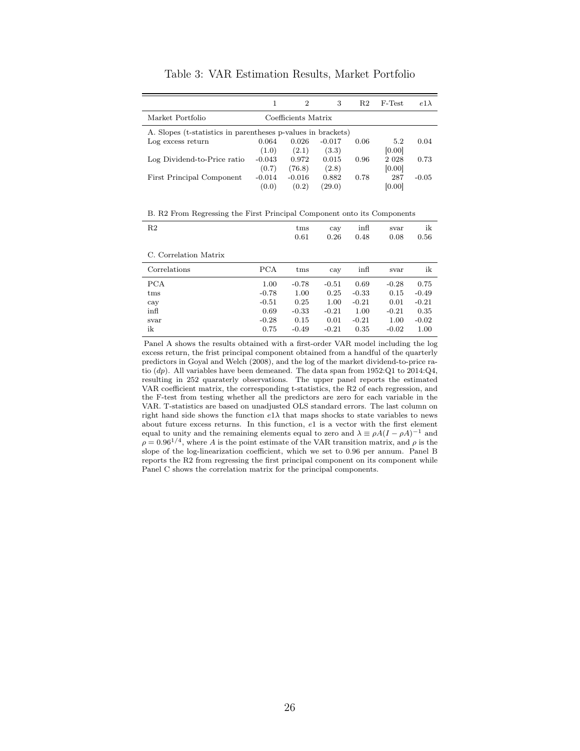# Table 3: VAR Estimation Results, Market Portfolio

| | 1 | 2 | 3 | R2 | F-Test | $e1\lambda$ |
|---|---|---|---|---|---|---|
| Market Portfolio | Coefficients Matrix | | | | | |
| A. Slopes (t-statistics in parentheses p-values in brackets) | | | | | | |
| Log excess return | 0.064 | 0.026 | -0.017 | 0.06 | 5.2 | 0.04 |
| | (1.0) | (2.1) | (3.3) | | [0.00] | |
| Log Dividend-to-Price ratio | -0.043 | 0.972 | 0.015 | 0.96 | 2 028 | 0.73 |
| | (0.7) | (76.8) | (2.8) | | [0.00] | |
| First Principal Component | -0.014 | -0.016 | 0.882 | 0.78 | 287 | -0.05 |
| | (0.0) | (0.2) | (29.0) | | [0.00] | |

B. R2 From Regressing the First Principal Component onto its Components

| R2 | tms | cay | infl | svar | ik |
|---|---|---|---|---|---|
| | 0.61 | 0.26 | 0.48 | 0.08 | 0.56 |

C. Correlation Matrix

| Correlations | PCA | tms | cay | infl | svar | ik |
|---|---|---|---|---|---|---|
| PCA | 1.00 | -0.78 | -0.51 | 0.69 | -0.28 | 0.75 |
| tms | -0.78 | 1.00 | 0.25 | -0.33 | 0.15 | -0.49 |
| cay | -0.51 | 0.25 | 1.00 | -0.21 | 0.01 | -0.21 |
| infl | 0.69 | -0.33 | -0.21 | 1.00 | -0.21 | 0.35 |
| svar | -0.28 | 0.15 | 0.01 | -0.21 | 1.00 | -0.02 |
| ik | 0.75 | -0.49 | -0.21 | 0.35 | -0.02 | 1.00 |

Panel A shows the results obtained with a first-order VAR model including the log excess return, the frist principal component obtained from a handful of the quarterly predictors in Goyal and Welch (2008), and the log of the market dividend-to-price ratio ($dp$). All variables have been demeaned. The data span from 1952:Q1 to 2014:Q4, resulting in 252 quaraterly observations. The upper panel reports the estimated VAR coefficient matrix, the corresponding t-statistics, the R2 of each regression, and the F-test from testing whether all the predictors are zero for each variable in the VAR. T-statistics are based on unadjusted OLS standard errors. The last column on right hand side shows the function $e1\lambda$ that maps shocks to state variables to news about future excess returns. In this function, $e1$ is a vector with the first element equal to unity and the remaining elements equal to zero and $\lambda \equiv \rho A(I - \rho A)^{-1}$ and $\rho = 0.96^{1/4}$, where $A$ is the point estimate of the VAR transition matrix, and $\rho$ is the slope of the log-linearization coefficient, which we set to 0.96 per annum. Panel B reports the R2 from regressing the first principal component on its component while Panel C shows the correlation matrix for the principal components.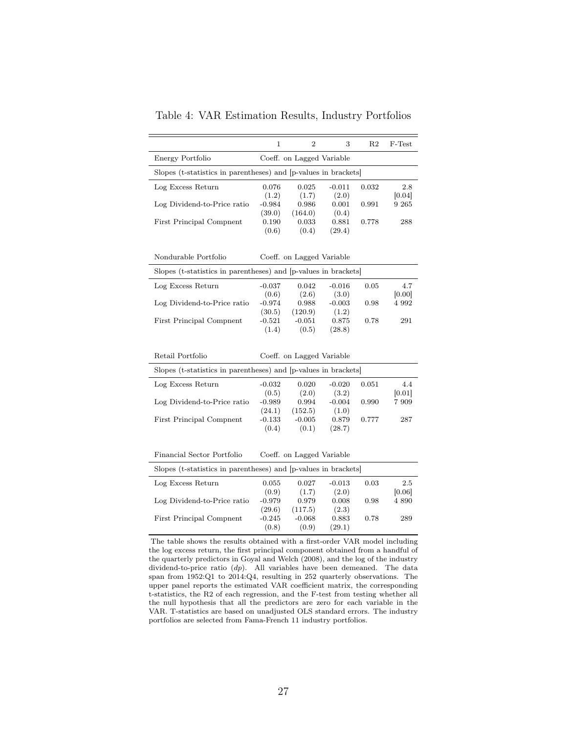Table 4: VAR Estimation Results, Industry Portfolios

| | 1 | 2 | 3 | R2 | F-Test |
|---|---|---|---|---|---|
| Energy Portfolio | Coeff. on Lagged Variable | | | | |
| Slopes (t-statistics in parentheses) and [p-values in brackets] | | | | | |
| Log Excess Return | 0.076 | 0.025 | -0.011 | 0.032 | 2.8 |
| | (1.2) | (1.7) | (2.0) | | [0.04] |
| Log Dividend-to-Price ratio | -0.984 | 0.986 | 0.001 | 0.991 | 9 265 |
| | (39.0) | (164.0) | (0.4) | | |
| First Principal Compnent | 0.190 | 0.033 | 0.881 | 0.778 | 288 |
| | (0.6) | (0.4) | (29.4) | | |
| Nondurable Portfolio | Coeff. on Lagged Variable | | | | |
| Slopes (t-statistics in parentheses) and [p-values in brackets] | | | | | |
| Log Excess Return | -0.037 | 0.042 | -0.016 | 0.05 | 4.7 |
| | (0.6) | (2.6) | (3.0) | | [0.00] |
| Log Dividend-to-Price ratio | -0.974 | 0.988 | -0.003 | 0.98 | 4 992 |
| | (30.5) | (120.9) | (1.2) | | |
| First Principal Compnent | -0.521 | -0.051 | 0.875 | 0.78 | 291 |
| | (1.4) | (0.5) | (28.8) | | |
| Retail Portfolio | Coeff. on Lagged Variable | | | | |
| Slopes (t-statistics in parentheses) and [p-values in brackets] | | | | | |
| Log Excess Return | -0.032 | 0.020 | -0.020 | 0.051 | 4.4 |
| | (0.5) | (2.0) | (3.2) | | [0.01] |
| Log Dividend-to-Price ratio | -0.989 | 0.994 | -0.004 | 0.990 | 7 909 |
| | (24.1) | (152.5) | (1.0) | | |
| First Principal Compnent | -0.133 | -0.005 | 0.879 | 0.777 | 287 |
| | (0.4) | (0.1) | (28.7) | | |
| Financial Sector Portfolio | Coeff. on Lagged Variable | | | | |
| Slopes (t-statistics in parentheses) and [p-values in brackets] | | | | | |
| Log Excess Return | 0.055 | 0.027 | -0.013 | 0.03 | 2.5 |
| | (0.9) | (1.7) | (2.0) | | [0.06] |
| Log Dividend-to-Price ratio | -0.979 | 0.979 | 0.008 | 0.98 | 4 890 |
| | (29.6) | (117.5) | (2.3) | | |
| First Principal Compnent | -0.245 | -0.068 | 0.883 | 0.78 | 289 |
| | (0.8) | (0.9) | (29.1) | | |

The table shows the results obtained with a first-order VAR model including the log excess return, the first principal component obtained from a handful of the quarterly predictors in Goyal and Welch (2008), and the log of the industry dividend-to-price ratio (*dp*). All variables have been demeaned. The data span from 1952:Q1 to 2014:Q4, resulting in 252 quarterly observations. The upper panel reports the estimated VAR coefficient matrix, the corresponding t-statistics, the R2 of each regression, and the F-test from testing whether all the null hypothesis that all the predictors are zero for each variable in the VAR. T-statistics are based on unadjusted OLS standard errors. The industry portfolios are selected from Fama-French 11 industry portfolios.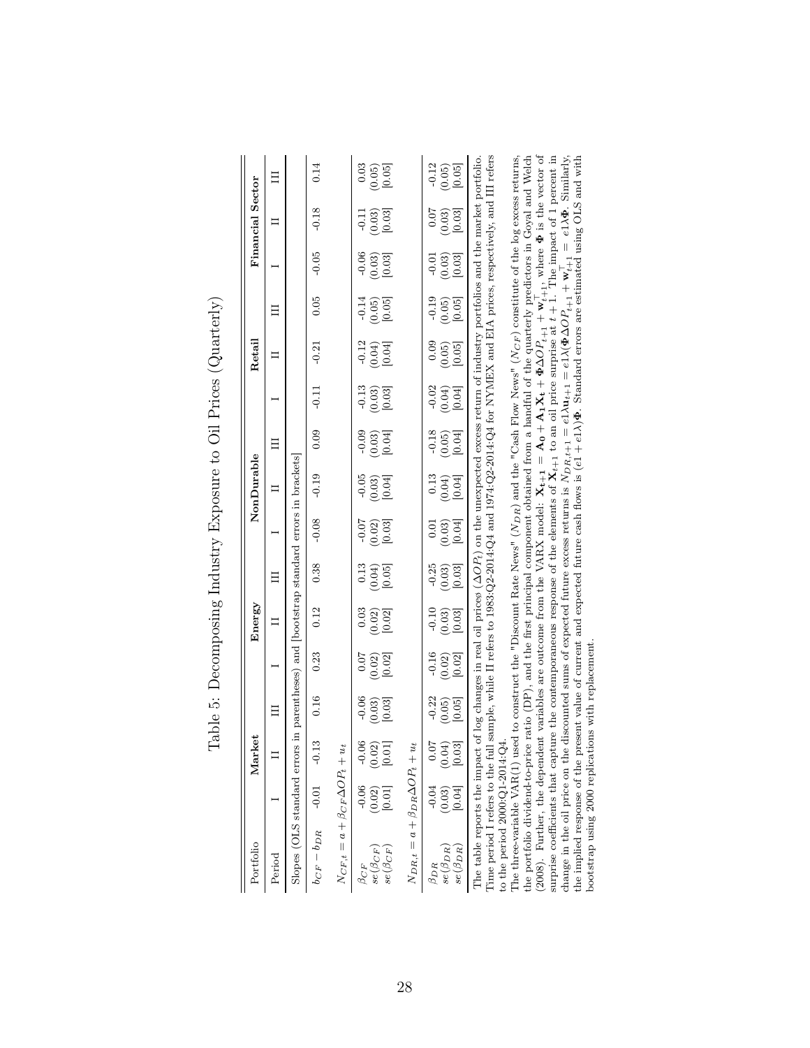Table 5: Decomposing Industry Exposure to Oil Prices (Quarterly)

| Portfolio | Market | | | Energy | | | NonDurable | | | Retail | | | Financial Sector | | |
|---|---|---|---|---|---|---|---|---|---|---|---|---|---|---|---|
| Period | I | II | III | I | II | III | I | II | III | I | II | III | I | II | III |
| Slopes (OLS standard errors in parentheses) and [bootstrap standard errors in brackets] | | | | | | | | | | | | | | | |
| $b_{CF} - b_{DR}$ | -0.01 | -0.13 | 0.16 | 0.23 | 0.12 | 0.38 | -0.08 | -0.19 | 0.09 | -0.11 | -0.21 | 0.05 | -0.05 | -0.18 | 0.14 |
| $N_{CF,t} = a + \beta_{CF}\Delta OP_t + u_t$ | | | | | | | | | | | | | | | |
| $\beta_{CF}$ | -0.06 | -0.06 | -0.06 | 0.07 | 0.03 | 0.13 | -0.07 | -0.05 | -0.09 | -0.13 | -0.12 | -0.14 | -0.06 | -0.11 | 0.03 |
| $se(\beta_{CF})$ | (0.02) | (0.02) | (0.03) | (0.02) | (0.02) | (0.04) | (0.02) | (0.03) | (0.03) | (0.03) | (0.04) | (0.05) | (0.03) | (0.03) | (0.05) |
| $se(\beta_{CF})$ | [0.01] | [0.01] | [0.03] | [0.02] | [0.02] | [0.05] | [0.03] | [0.04] | [0.04] | [0.03] | [0.04] | [0.05] | [0.03] | [0.03] | [0.05] |
| $N_{DR,t} = a + \beta_{DR}\Delta OP_t + u_t$ | | | | | | | | | | | | | | | |
| $\beta_{DR}$ | -0.04 | 0.07 | -0.22 | -0.16 | -0.10 | -0.25 | 0.01 | 0.13 | -0.18 | -0.02 | 0.09 | -0.19 | -0.01 | 0.07 | -0.12 |
| $se(\beta_{DR})$ | (0.03) | (0.04) | (0.05) | (0.02) | (0.03) | (0.03) | (0.03) | (0.04) | (0.05) | (0.04) | (0.05) | (0.05) | (0.03) | (0.03) | (0.05) |
| $se(\beta_{DR})$ | [0.04] | [0.03] | [0.05] | [0.02] | [0.03] | [0.03] | [0.04] | [0.04] | [0.04] | [0.04] | [0.05] | [0.05] | [0.03] | [0.03] | [0.05] |

The table reports the impact of log changes in real oil prices ($\Delta OP_t$) on the unexpected excess return of industry portfolios and the market portfolio. Time period I refers to the full sample, while II refers to 1983:Q2-2014:Q4 and 1974:Q2-2014:Q4 for NYMEX and EIA prices, respectively, and III refers to the period 2000:Q1-2014:Q4.

The three-variable VAR(1) used to construct the "Discount Rate News" ($N_{DR}$) and the "Cash Flow News" ($N_{CF}$) constitute of the log excess returns, the portfolio dividend-to-price ratio (DP), and the first principal component obtained from a handful of the quarterly predictors in Goyal and Welch (2008). Further, the dependent variables are outcome from the VARX model: $\mathbf{X_{t+1}} = \mathbf{A_0} + \mathbf{A_1}\mathbf{X_t} + \mathbf{\Phi}\Delta OP_{t+1} + \mathbf{w}_{t+1}^{\top}$, where $\mathbf{\Phi}$ is the vector of surprise coefficients that capture the contemporaneous response of the elements of $\mathbf{X}_{t+1}$ to an oil price surprise at $t+1$. The impact of 1 percent in change in the oil price on the discounted sums of expected future excess returns is $N_{DR,t+1} = e1\lambda \mathbf{u}_{t+1} = e1\lambda(\mathbf{\Phi}\Delta OP_{t+1} + \mathbf{w}_{t+1}^{\top} = e1\lambda\mathbf{\Phi}$. Similarly, the implied response of the present value of current and expected future cash flows is $(e1 + e1\lambda)\mathbf{\Phi}$. Standard errors are estimated using OLS and with bootstrap using 2000 replications with replacement.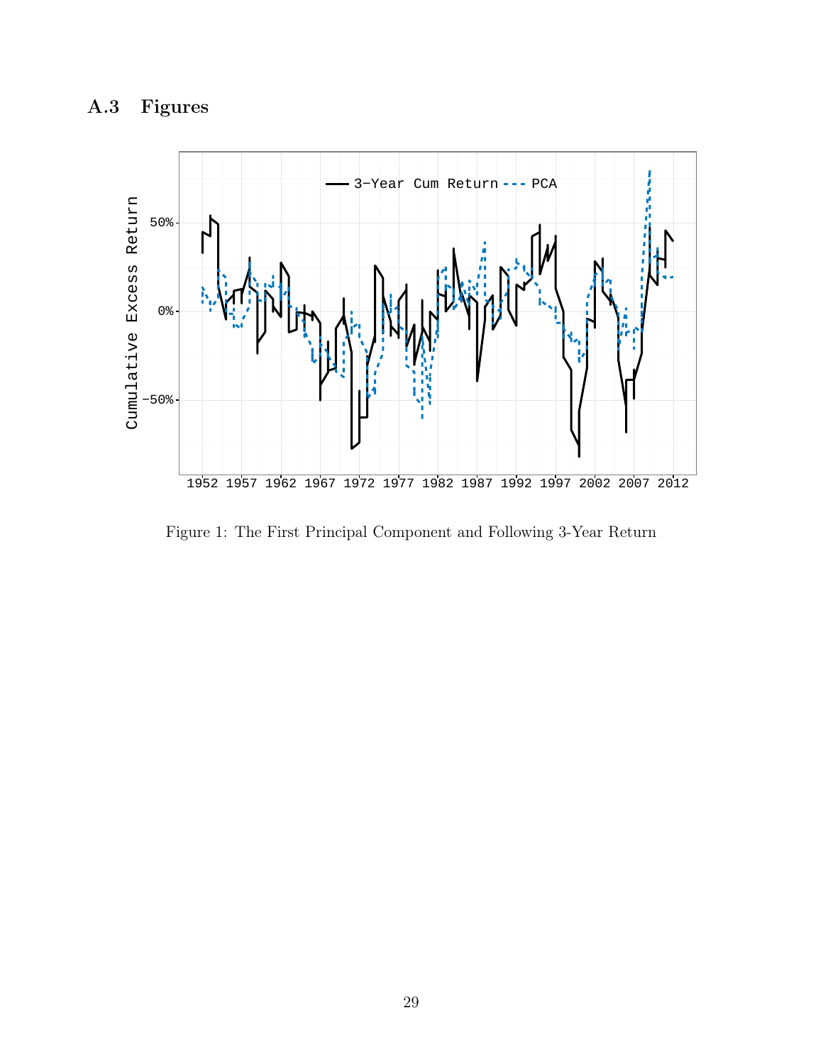## A.3 Figures

Figure 1: The First Principal Component and Following 3-Year Return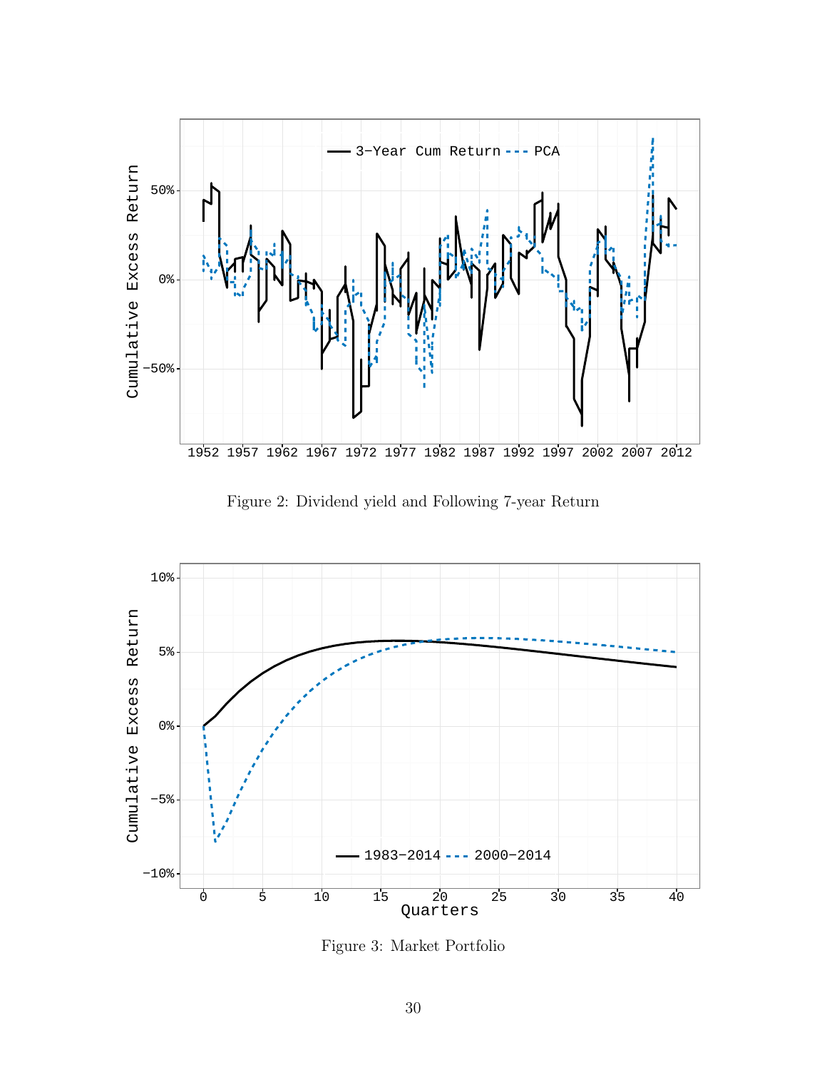Figure 2: Dividend yield and Following 7-year Return

Figure 3: Market Portfolio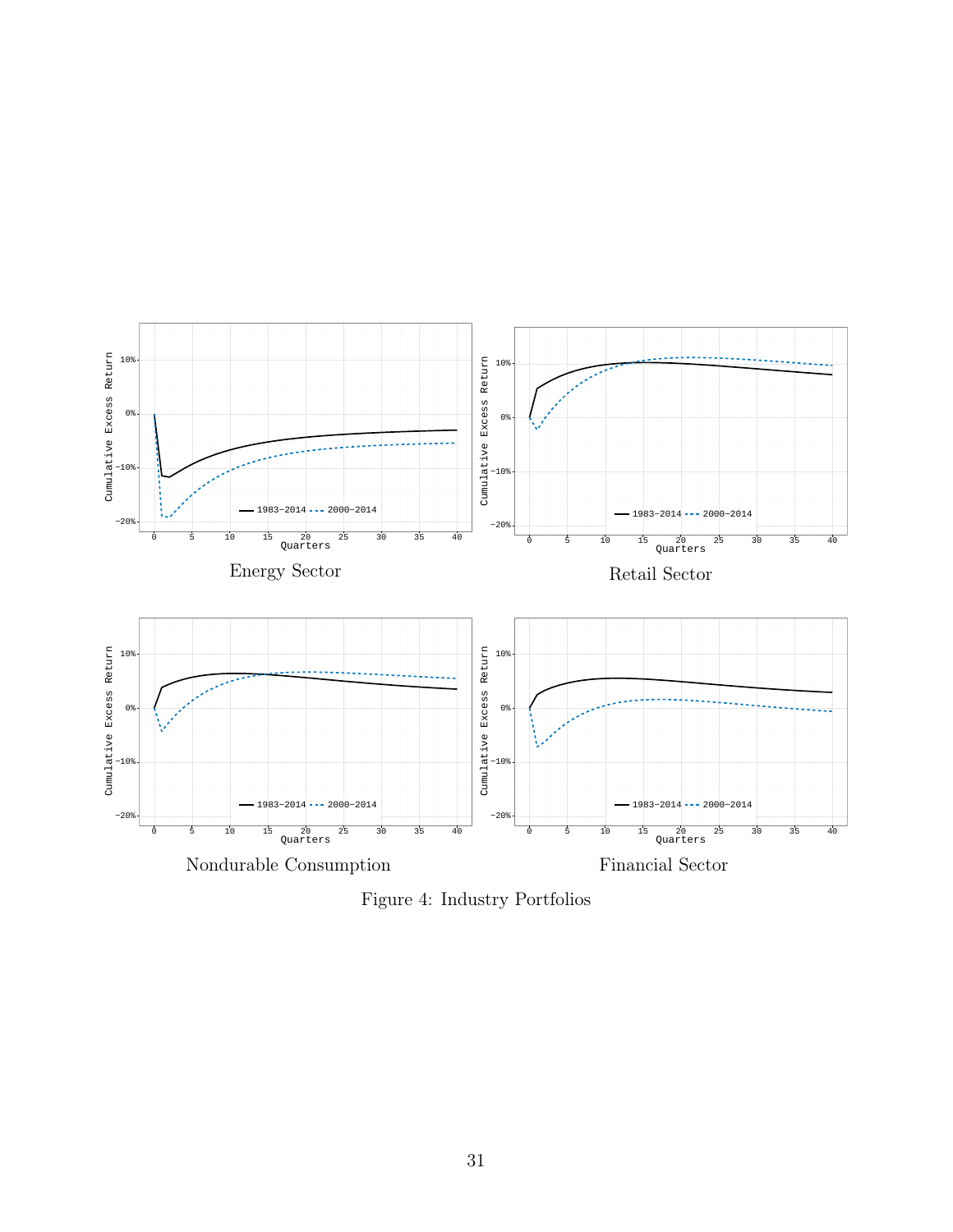Energy Sector

Retail Sector

Nondurable Consumption

Financial Sector

Figure 4: Industry Portfolios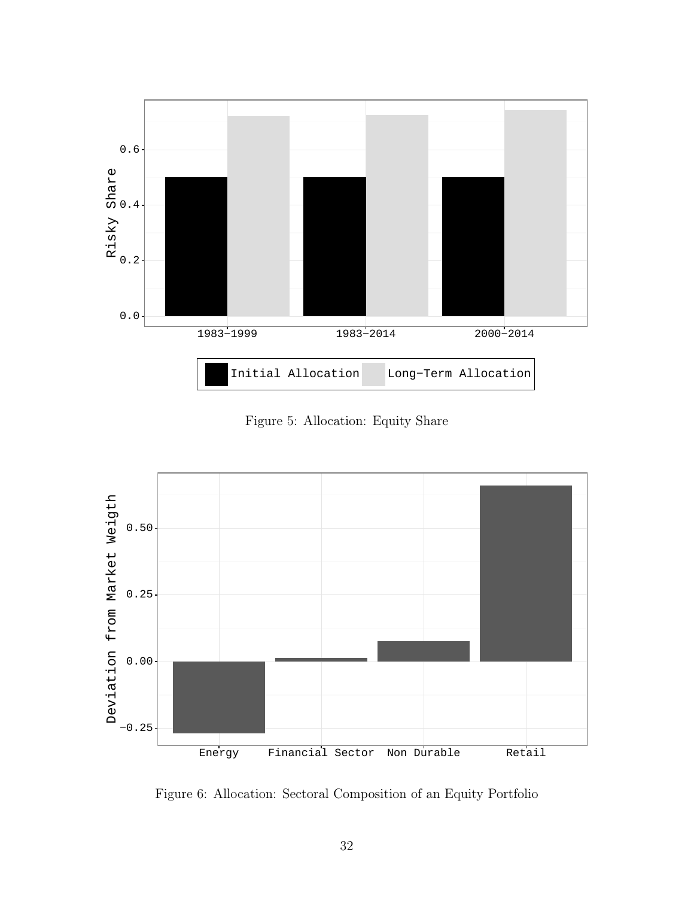Risky Share

0.0

0.2

0.4

0.6

1983–1999

1983–2014

2000–2014

Initial Allocation

Long–Term Allocation

Figure 5: Allocation: Equity Share

Deviation from Market Weigth

−0.25

0.00

0.25

0.50

Energy

Financial Sector

Non Durable

Retail

Figure 6: Allocation: Sectoral Composition of an Equity Portfolio